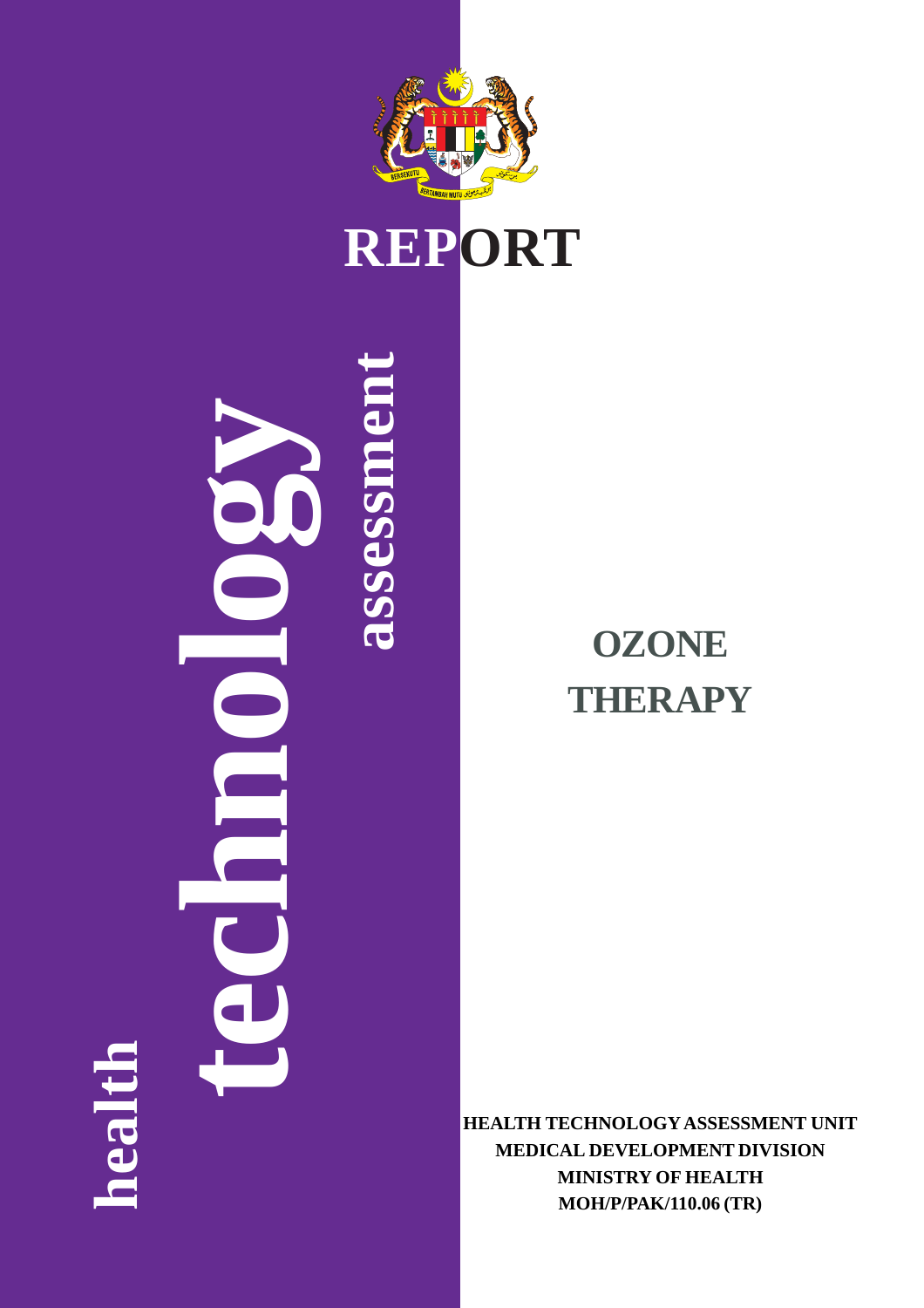# REPORT

**health technology assessment**

# OZONE THERAPY

**HEALTH TECHNOLOGY ASSESSMENT UNIT**
**MEDICAL DEVELOPMENT DIVISION**
**MINISTRY OF HEALTH**
**MOH/P/PAK/110.06 (TR)**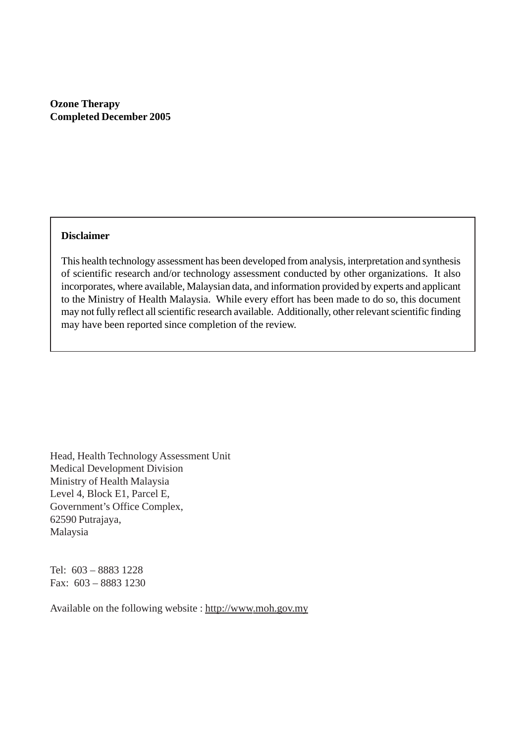**Ozone Therapy**
**Completed December 2005**

**Disclaimer**

This health technology assessment has been developed from analysis, interpretation and synthesis of scientific research and/or technology assessment conducted by other organizations. It also incorporates, where available, Malaysian data, and information provided by experts and applicant to the Ministry of Health Malaysia. While every effort has been made to do so, this document may not fully reflect all scientific research available. Additionally, other relevant scientific finding may have been reported since completion of the review.

Head, Health Technology Assessment Unit
Medical Development Division
Ministry of Health Malaysia
Level 4, Block E1, Parcel E,
Government's Office Complex,
62590 Putrajaya,
Malaysia

Tel: 603 – 8883 1228
Fax: 603 – 8883 1230

Available on the following website : http://www.moh.gov.my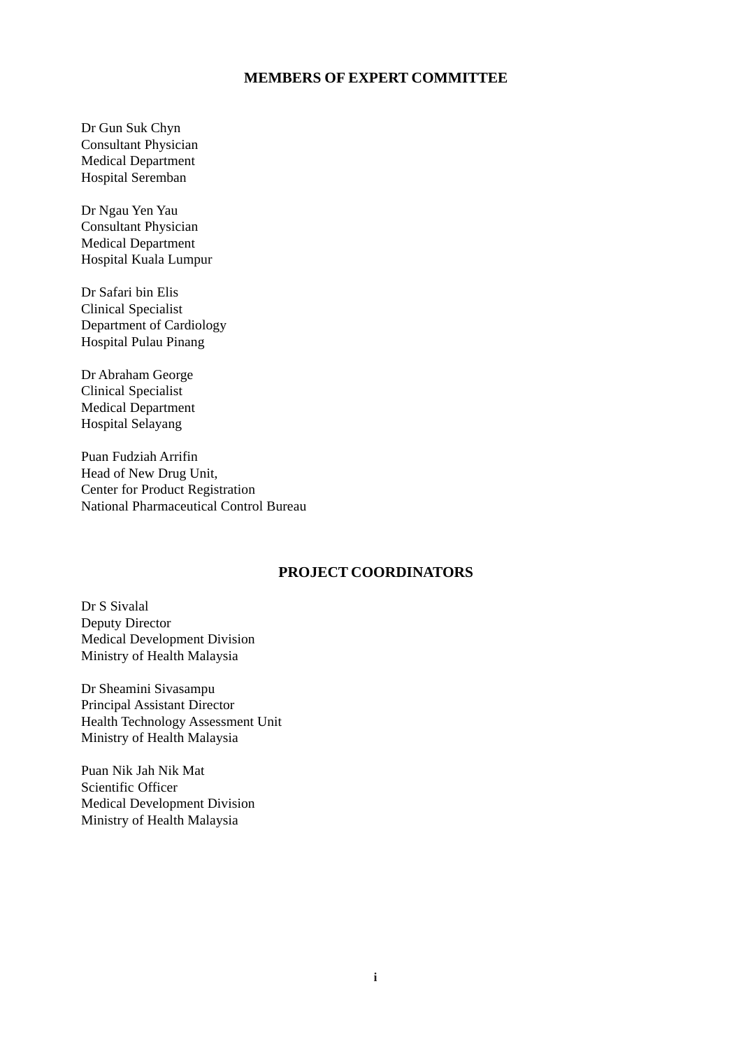## MEMBERS OF EXPERT COMMITTEE

Dr Gun Suk Chyn
Consultant Physician
Medical Department
Hospital Seremban

Dr Ngau Yen Yau
Consultant Physician
Medical Department
Hospital Kuala Lumpur

Dr Safari bin Elis
Clinical Specialist
Department of Cardiology
Hospital Pulau Pinang

Dr Abraham George
Clinical Specialist
Medical Department
Hospital Selayang

Puan Fudziah Arrifin
Head of New Drug Unit,
Center for Product Registration
National Pharmaceutical Control Bureau

## PROJECT COORDINATORS

Dr S Sivalal
Deputy Director
Medical Development Division
Ministry of Health Malaysia

Dr Sheamini Sivasampu
Principal Assistant Director
Health Technology Assessment Unit
Ministry of Health Malaysia

Puan Nik Jah Nik Mat
Scientific Officer
Medical Development Division
Ministry of Health Malaysia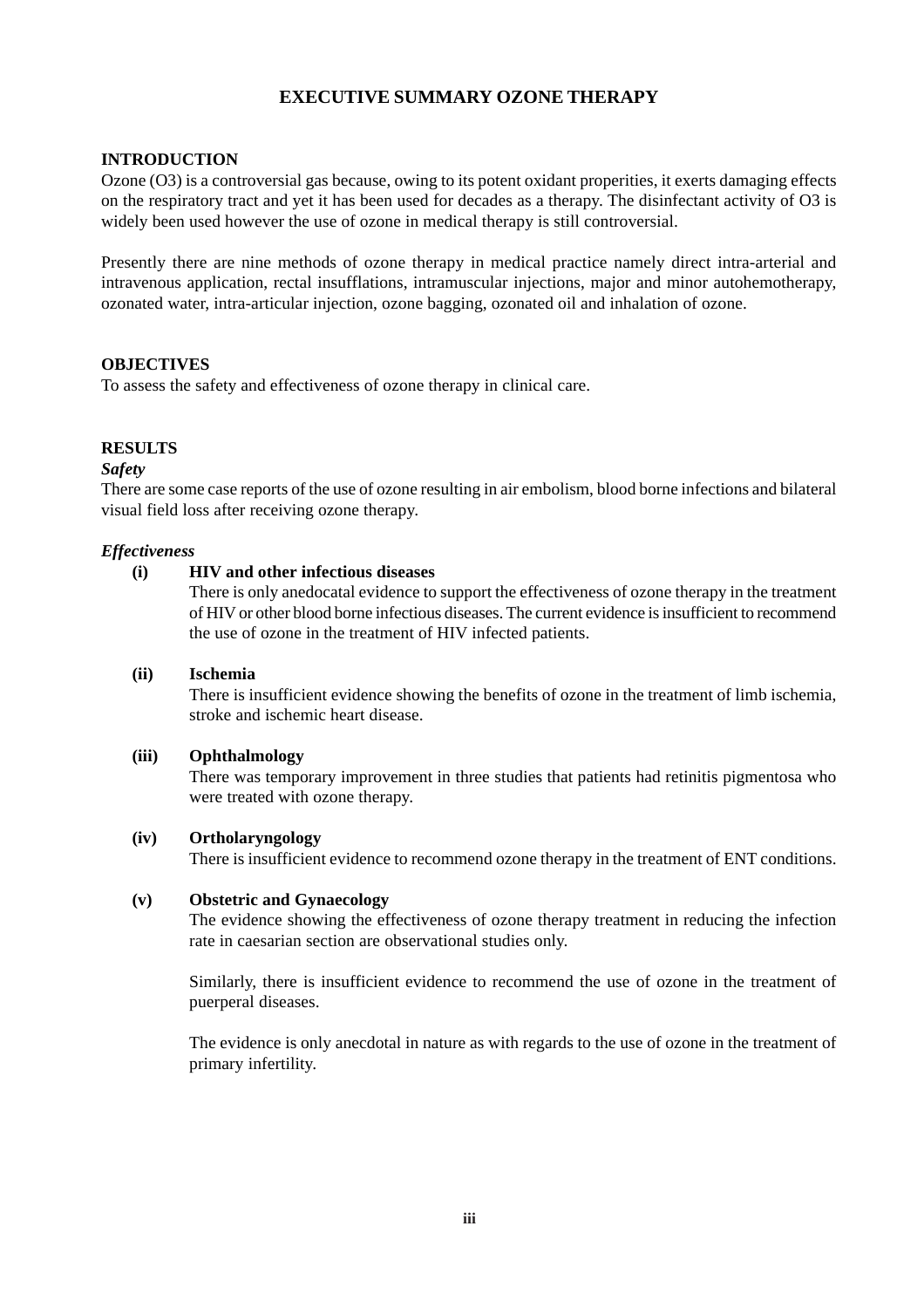# EXECUTIVE SUMMARY OZONE THERAPY

## INTRODUCTION

Ozone (O3) is a controversial gas because, owing to its potent oxidant properities, it exerts damaging effects on the respiratory tract and yet it has been used for decades as a therapy. The disinfectant activity of O3 is widely been used however the use of ozone in medical therapy is still controversial.

Presently there are nine methods of ozone therapy in medical practice namely direct intra-arterial and intravenous application, rectal insufflations, intramuscular injections, major and minor autohemotherapy, ozonated water, intra-articular injection, ozone bagging, ozonated oil and inhalation of ozone.

## OBJECTIVES

To assess the safety and effectiveness of ozone therapy in clinical care.

## RESULTS

***Safety***

There are some case reports of the use of ozone resulting in air embolism, blood borne infections and bilateral visual field loss after receiving ozone therapy.

***Effectiveness***

**(i) HIV and other infectious diseases**

There is only anedocatal evidence to support the effectiveness of ozone therapy in the treatment of HIV or other blood borne infectious diseases. The current evidence is insufficient to recommend the use of ozone in the treatment of HIV infected patients.

**(ii) Ischemia**

There is insufficient evidence showing the benefits of ozone in the treatment of limb ischemia, stroke and ischemic heart disease.

**(iii) Ophthalmology**

There was temporary improvement in three studies that patients had retinitis pigmentosa who were treated with ozone therapy.

**(iv) Ortholaryngology**

There is insufficient evidence to recommend ozone therapy in the treatment of ENT conditions.

**(v) Obstetric and Gynaecology**

The evidence showing the effectiveness of ozone therapy treatment in reducing the infection rate in caesarian section are observational studies only.

Similarly, there is insufficient evidence to recommend the use of ozone in the treatment of puerperal diseases.

The evidence is only anecdotal in nature as with regards to the use of ozone in the treatment of primary infertility.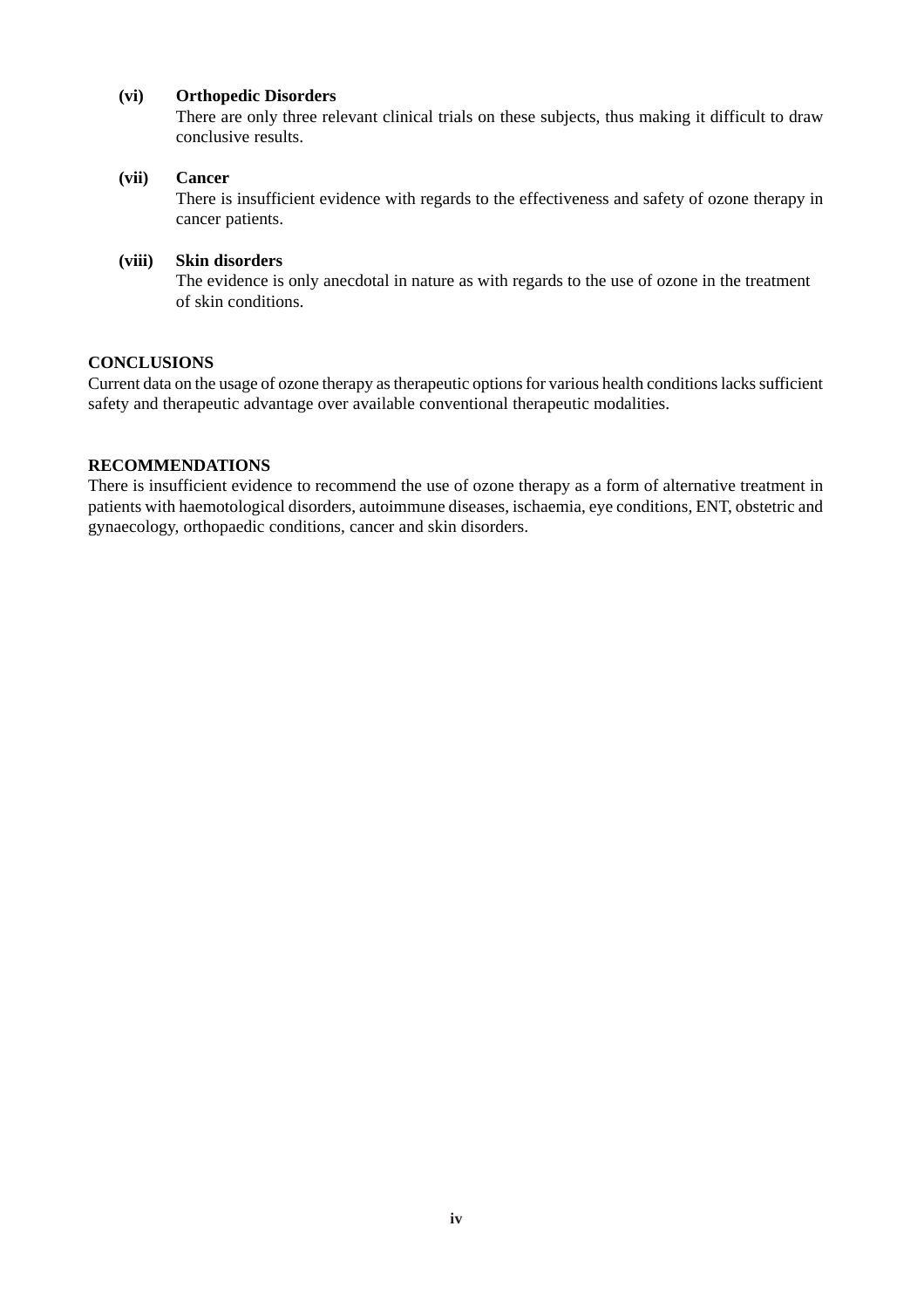**(vi) Orthopedic Disorders**

There are only three relevant clinical trials on these subjects, thus making it difficult to draw conclusive results.

**(vii) Cancer**

There is insufficient evidence with regards to the effectiveness and safety of ozone therapy in cancer patients.

**(viii) Skin disorders**

The evidence is only anecdotal in nature as with regards to the use of ozone in the treatment of skin conditions.

## CONCLUSIONS

Current data on the usage of ozone therapy as therapeutic options for various health conditions lacks sufficient safety and therapeutic advantage over available conventional therapeutic modalities.

## RECOMMENDATIONS

There is insufficient evidence to recommend the use of ozone therapy as a form of alternative treatment in patients with haemotological disorders, autoimmune diseases, ischaemia, eye conditions, ENT, obstetric and gynaecology, orthopaedic conditions, cancer and skin disorders.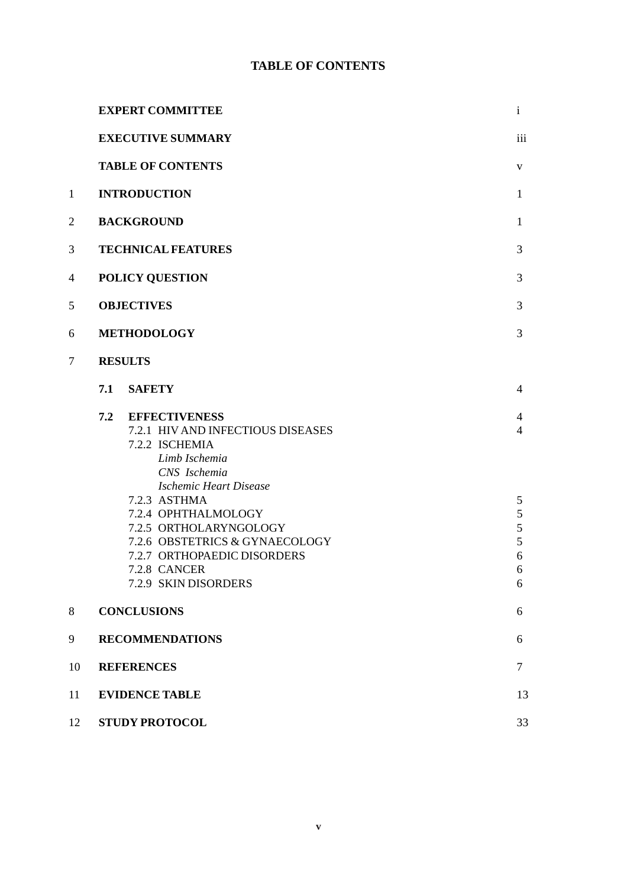# TABLE OF CONTENTS

| | | |
|---|---|---|
| | **EXPERT COMMITTEE** | i |
| | **EXECUTIVE SUMMARY** | iii |
| | **TABLE OF CONTENTS** | v |
| 1 | **INTRODUCTION** | 1 |
| 2 | **BACKGROUND** | 1 |
| 3 | **TECHNICAL FEATURES** | 3 |
| 4 | **POLICY QUESTION** | 3 |
| 5 | **OBJECTIVES** | 3 |
| 6 | **METHODOLOGY** | 3 |
| 7 | **RESULTS** | |
| | **7.1 SAFETY** | 4 |
| | **7.2 EFFECTIVENESS** | 4 |
| | 7.2.1 HIV AND INFECTIOUS DISEASES | 4 |
| | 7.2.2 ISCHEMIA | |
| | *Limb Ischemia* | |
| | *CNS Ischemia* | |
| | *Ischemic Heart Disease* | |
| | 7.2.3 ASTHMA | 5 |
| | 7.2.4 OPHTHALMOLOGY | 5 |
| | 7.2.5 ORTHOLARYNGOLOGY | 5 |
| | 7.2.6 OBSTETRICS & GYNAECOLOGY | 5 |
| | 7.2.7 ORTHOPAEDIC DISORDERS | 6 |
| | 7.2.8 CANCER | 6 |
| | 7.2.9 SKIN DISORDERS | 6 |
| 8 | **CONCLUSIONS** | 6 |
| 9 | **RECOMMENDATIONS** | 6 |
| 10 | **REFERENCES** | 7 |
| 11 | **EVIDENCE TABLE** | 13 |
| 12 | **STUDY PROTOCOL** | 33 |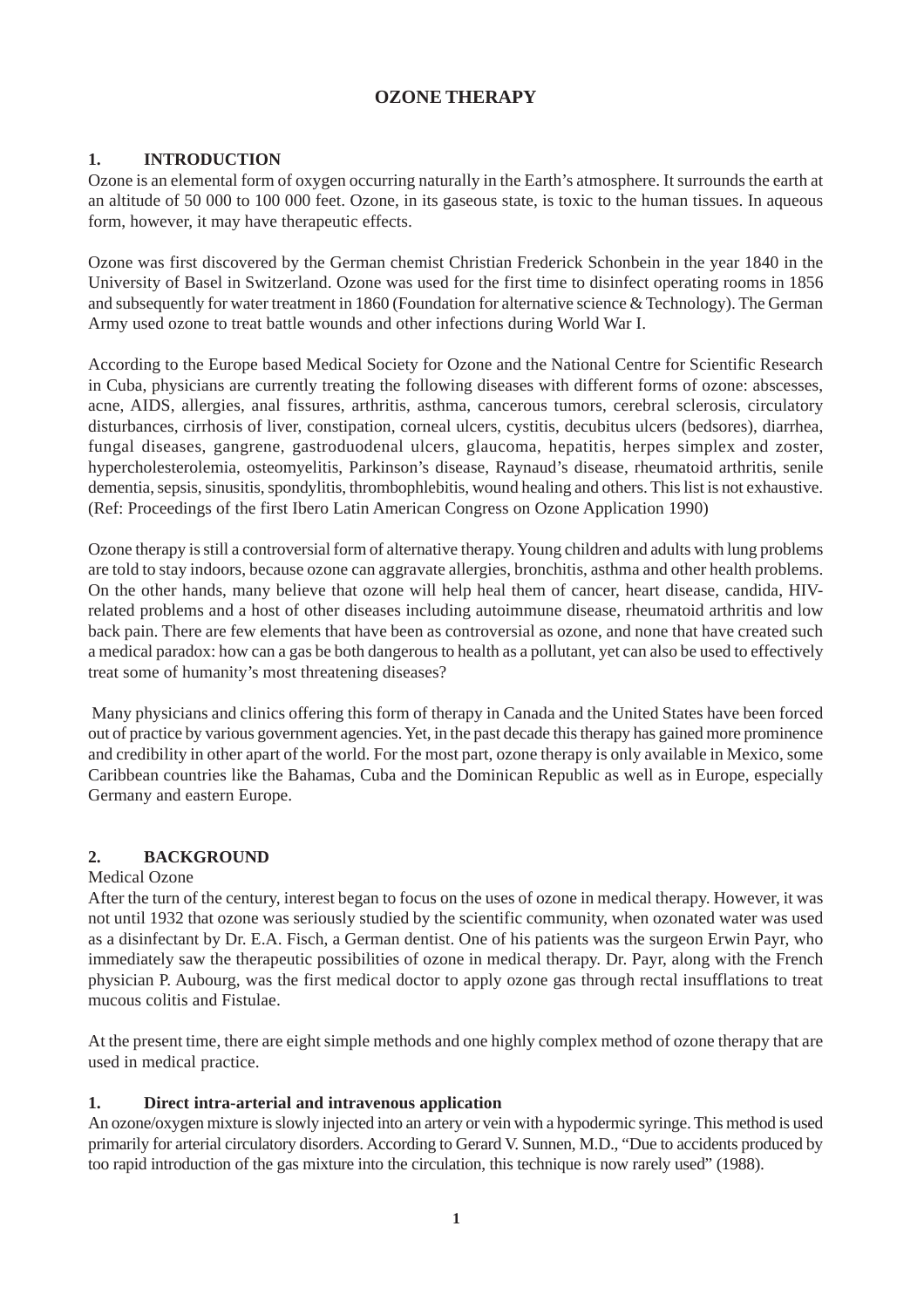# OZONE THERAPY

## 1. INTRODUCTION

Ozone is an elemental form of oxygen occurring naturally in the Earth's atmosphere. It surrounds the earth at an altitude of 50 000 to 100 000 feet. Ozone, in its gaseous state, is toxic to the human tissues. In aqueous form, however, it may have therapeutic effects.

Ozone was first discovered by the German chemist Christian Frederick Schonbein in the year 1840 in the University of Basel in Switzerland. Ozone was used for the first time to disinfect operating rooms in 1856 and subsequently for water treatment in 1860 (Foundation for alternative science & Technology). The German Army used ozone to treat battle wounds and other infections during World War I.

According to the Europe based Medical Society for Ozone and the National Centre for Scientific Research in Cuba, physicians are currently treating the following diseases with different forms of ozone: abscesses, acne, AIDS, allergies, anal fissures, arthritis, asthma, cancerous tumors, cerebral sclerosis, circulatory disturbances, cirrhosis of liver, constipation, corneal ulcers, cystitis, decubitus ulcers (bedsores), diarrhea, fungal diseases, gangrene, gastroduodenal ulcers, glaucoma, hepatitis, herpes simplex and zoster, hypercholesterolemia, osteomyelitis, Parkinson's disease, Raynaud's disease, rheumatoid arthritis, senile dementia, sepsis, sinusitis, spondylitis, thrombophlebitis, wound healing and others. This list is not exhaustive. (Ref: Proceedings of the first Ibero Latin American Congress on Ozone Application 1990)

Ozone therapy is still a controversial form of alternative therapy. Young children and adults with lung problems are told to stay indoors, because ozone can aggravate allergies, bronchitis, asthma and other health problems. On the other hands, many believe that ozone will help heal them of cancer, heart disease, candida, HIV-related problems and a host of other diseases including autoimmune disease, rheumatoid arthritis and low back pain. There are few elements that have been as controversial as ozone, and none that have created such a medical paradox: how can a gas be both dangerous to health as a pollutant, yet can also be used to effectively treat some of humanity's most threatening diseases?

Many physicians and clinics offering this form of therapy in Canada and the United States have been forced out of practice by various government agencies. Yet, in the past decade this therapy has gained more prominence and credibility in other apart of the world. For the most part, ozone therapy is only available in Mexico, some Caribbean countries like the Bahamas, Cuba and the Dominican Republic as well as in Europe, especially Germany and eastern Europe.

## 2. BACKGROUND

Medical Ozone

After the turn of the century, interest began to focus on the uses of ozone in medical therapy. However, it was not until 1932 that ozone was seriously studied by the scientific community, when ozonated water was used as a disinfectant by Dr. E.A. Fisch, a German dentist. One of his patients was the surgeon Erwin Payr, who immediately saw the therapeutic possibilities of ozone in medical therapy. Dr. Payr, along with the French physician P. Aubourg, was the first medical doctor to apply ozone gas through rectal insufflations to treat mucous colitis and Fistulae.

At the present time, there are eight simple methods and one highly complex method of ozone therapy that are used in medical practice.

### 1. Direct intra-arterial and intravenous application

An ozone/oxygen mixture is slowly injected into an artery or vein with a hypodermic syringe. This method is used primarily for arterial circulatory disorders. According to Gerard V. Sunnen, M.D., "Due to accidents produced by too rapid introduction of the gas mixture into the circulation, this technique is now rarely used" (1988).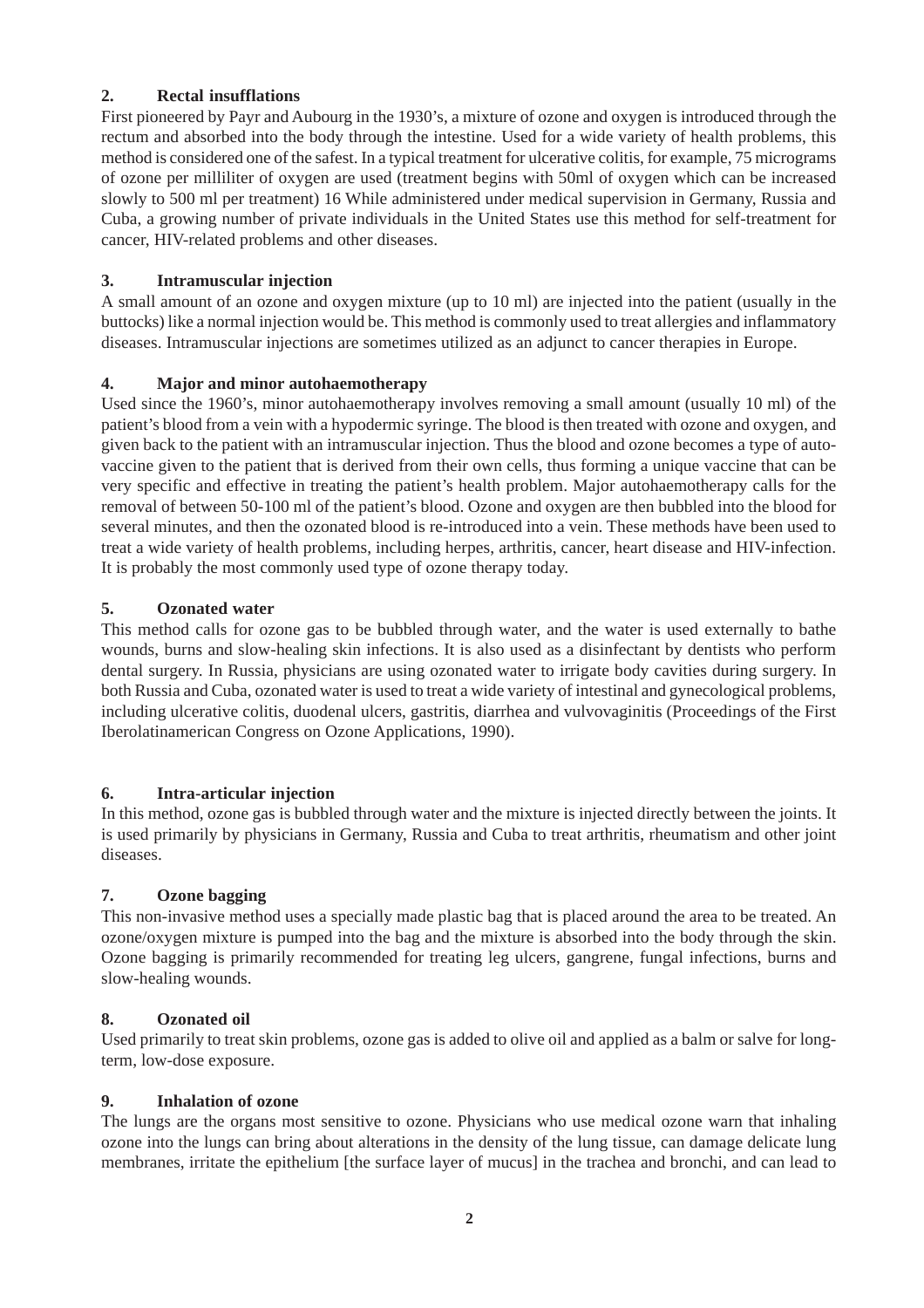### 2. Rectal insufflations

First pioneered by Payr and Aubourg in the 1930's, a mixture of ozone and oxygen is introduced through the rectum and absorbed into the body through the intestine. Used for a wide variety of health problems, this method is considered one of the safest. In a typical treatment for ulcerative colitis, for example, 75 micrograms of ozone per milliliter of oxygen are used (treatment begins with 50ml of oxygen which can be increased slowly to 500 ml per treatment) 16 While administered under medical supervision in Germany, Russia and Cuba, a growing number of private individuals in the United States use this method for self-treatment for cancer, HIV-related problems and other diseases.

### 3. Intramuscular injection

A small amount of an ozone and oxygen mixture (up to 10 ml) are injected into the patient (usually in the buttocks) like a normal injection would be. This method is commonly used to treat allergies and inflammatory diseases. Intramuscular injections are sometimes utilized as an adjunct to cancer therapies in Europe.

### 4. Major and minor autohaemotherapy

Used since the 1960's, minor autohaemotherapy involves removing a small amount (usually 10 ml) of the patient's blood from a vein with a hypodermic syringe. The blood is then treated with ozone and oxygen, and given back to the patient with an intramuscular injection. Thus the blood and ozone becomes a type of auto-vaccine given to the patient that is derived from their own cells, thus forming a unique vaccine that can be very specific and effective in treating the patient's health problem. Major autohaemotherapy calls for the removal of between 50-100 ml of the patient's blood. Ozone and oxygen are then bubbled into the blood for several minutes, and then the ozonated blood is re-introduced into a vein. These methods have been used to treat a wide variety of health problems, including herpes, arthritis, cancer, heart disease and HIV-infection. It is probably the most commonly used type of ozone therapy today.

### 5. Ozonated water

This method calls for ozone gas to be bubbled through water, and the water is used externally to bathe wounds, burns and slow-healing skin infections. It is also used as a disinfectant by dentists who perform dental surgery. In Russia, physicians are using ozonated water to irrigate body cavities during surgery. In both Russia and Cuba, ozonated water is used to treat a wide variety of intestinal and gynecological problems, including ulcerative colitis, duodenal ulcers, gastritis, diarrhea and vulvovaginitis (Proceedings of the First Iberolatinamerican Congress on Ozone Applications, 1990).

### 6. Intra-articular injection

In this method, ozone gas is bubbled through water and the mixture is injected directly between the joints. It is used primarily by physicians in Germany, Russia and Cuba to treat arthritis, rheumatism and other joint diseases.

### 7. Ozone bagging

This non-invasive method uses a specially made plastic bag that is placed around the area to be treated. An ozone/oxygen mixture is pumped into the bag and the mixture is absorbed into the body through the skin. Ozone bagging is primarily recommended for treating leg ulcers, gangrene, fungal infections, burns and slow-healing wounds.

### 8. Ozonated oil

Used primarily to treat skin problems, ozone gas is added to olive oil and applied as a balm or salve for long-term, low-dose exposure.

### 9. Inhalation of ozone

The lungs are the organs most sensitive to ozone. Physicians who use medical ozone warn that inhaling ozone into the lungs can bring about alterations in the density of the lung tissue, can damage delicate lung membranes, irritate the epithelium [the surface layer of mucus] in the trachea and bronchi, and can lead to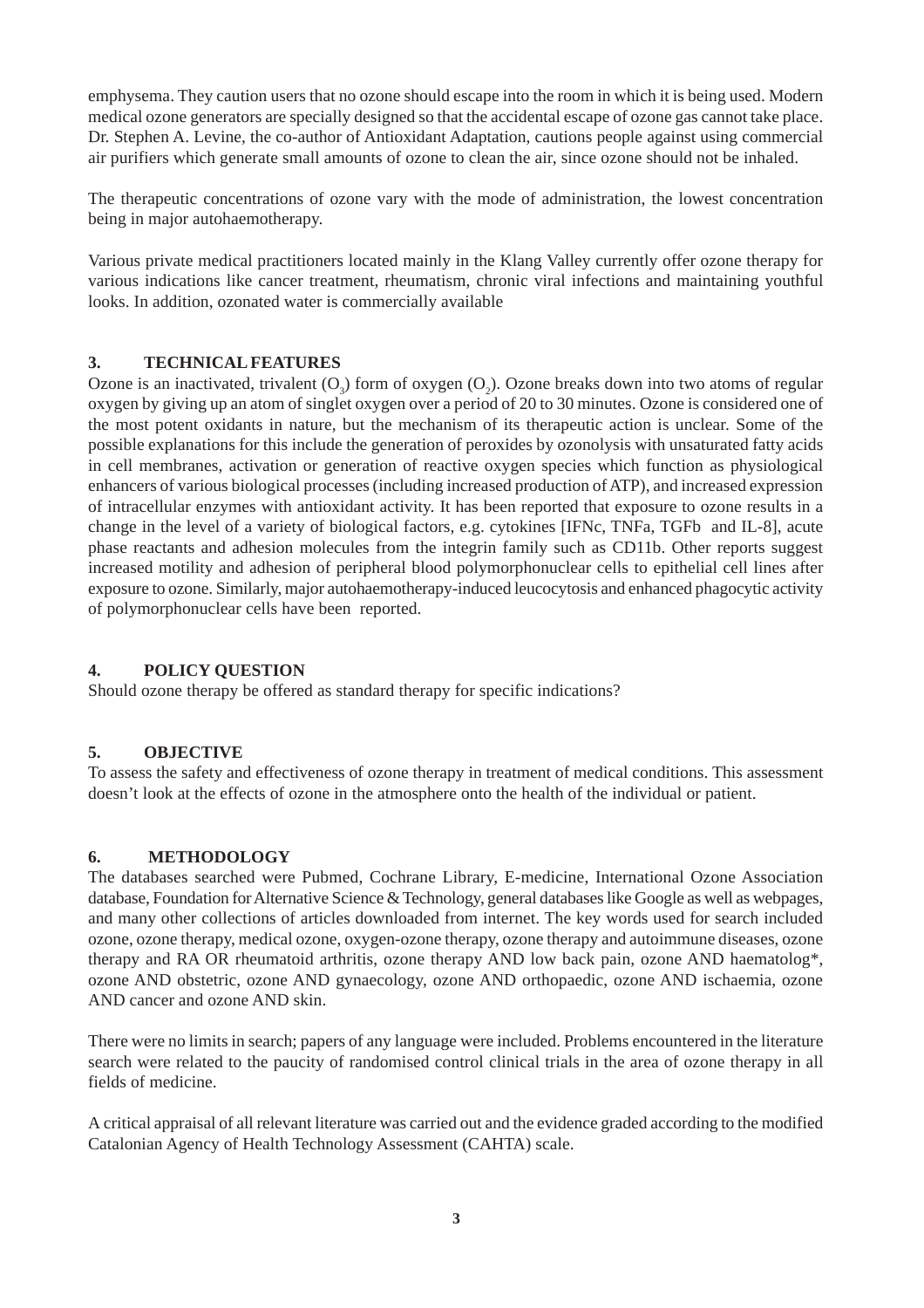emphysema. They caution users that no ozone should escape into the room in which it is being used. Modern medical ozone generators are specially designed so that the accidental escape of ozone gas cannot take place. Dr. Stephen A. Levine, the co-author of Antioxidant Adaptation, cautions people against using commercial air purifiers which generate small amounts of ozone to clean the air, since ozone should not be inhaled.

The therapeutic concentrations of ozone vary with the mode of administration, the lowest concentration being in major autohaemotherapy.

Various private medical practitioners located mainly in the Klang Valley currently offer ozone therapy for various indications like cancer treatment, rheumatism, chronic viral infections and maintaining youthful looks. In addition, ozonated water is commercially available

## 3. TECHNICAL FEATURES

Ozone is an inactivated, trivalent ($O_3$) form of oxygen ($O_2$). Ozone breaks down into two atoms of regular oxygen by giving up an atom of singlet oxygen over a period of 20 to 30 minutes. Ozone is considered one of the most potent oxidants in nature, but the mechanism of its therapeutic action is unclear. Some of the possible explanations for this include the generation of peroxides by ozonolysis with unsaturated fatty acids in cell membranes, activation or generation of reactive oxygen species which function as physiological enhancers of various biological processes (including increased production of ATP), and increased expression of intracellular enzymes with antioxidant activity. It has been reported that exposure to ozone results in a change in the level of a variety of biological factors, e.g. cytokines [IFNc, TNFa, TGFb and IL-8], acute phase reactants and adhesion molecules from the integrin family such as CD11b. Other reports suggest increased motility and adhesion of peripheral blood polymorphonuclear cells to epithelial cell lines after exposure to ozone. Similarly, major autohaemotherapy-induced leucocytosis and enhanced phagocytic activity of polymorphonuclear cells have been reported.

## 4. POLICY QUESTION

Should ozone therapy be offered as standard therapy for specific indications?

## 5. OBJECTIVE

To assess the safety and effectiveness of ozone therapy in treatment of medical conditions. This assessment doesn't look at the effects of ozone in the atmosphere onto the health of the individual or patient.

## 6. METHODOLOGY

The databases searched were Pubmed, Cochrane Library, E-medicine, International Ozone Association database, Foundation for Alternative Science & Technology, general databases like Google as well as webpages, and many other collections of articles downloaded from internet. The key words used for search included ozone, ozone therapy, medical ozone, oxygen-ozone therapy, ozone therapy and autoimmune diseases, ozone therapy and RA OR rheumatoid arthritis, ozone therapy AND low back pain, ozone AND haematolog*, ozone AND obstetric, ozone AND gynaecology, ozone AND orthopaedic, ozone AND ischaemia, ozone AND cancer and ozone AND skin.

There were no limits in search; papers of any language were included. Problems encountered in the literature search were related to the paucity of randomised control clinical trials in the area of ozone therapy in all fields of medicine.

A critical appraisal of all relevant literature was carried out and the evidence graded according to the modified Catalonian Agency of Health Technology Assessment (CAHTA) scale.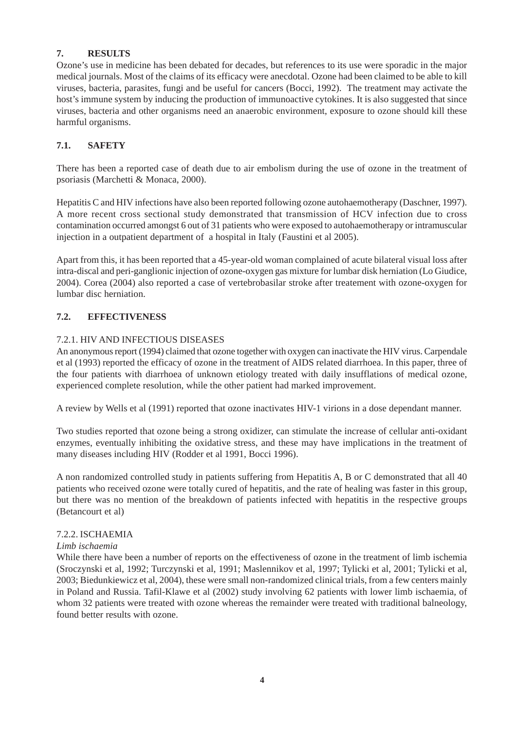## 7. RESULTS

Ozone's use in medicine has been debated for decades, but references to its use were sporadic in the major medical journals. Most of the claims of its efficacy were anecdotal. Ozone had been claimed to be able to kill viruses, bacteria, parasites, fungi and be useful for cancers (Bocci, 1992). The treatment may activate the host's immune system by inducing the production of immunoactive cytokines. It is also suggested that since viruses, bacteria and other organisms need an anaerobic environment, exposure to ozone should kill these harmful organisms.

### 7.1. SAFETY

There has been a reported case of death due to air embolism during the use of ozone in the treatment of psoriasis (Marchetti & Monaca, 2000).

Hepatitis C and HIV infections have also been reported following ozone autohaemotherapy (Daschner, 1997). A more recent cross sectional study demonstrated that transmission of HCV infection due to cross contamination occurred amongst 6 out of 31 patients who were exposed to autohaemotherapy or intramuscular injection in a outpatient department of a hospital in Italy (Faustini et al 2005).

Apart from this, it has been reported that a 45-year-old woman complained of acute bilateral visual loss after intra-discal and peri-ganglionic injection of ozone-oxygen gas mixture for lumbar disk herniation (Lo Giudice, 2004). Corea (2004) also reported a case of vertebrobasilar stroke after treatement with ozone-oxygen for lumbar disc herniation.

### 7.2. EFFECTIVENESS

#### 7.2.1. HIV AND INFECTIOUS DISEASES

An anonymous report (1994) claimed that ozone together with oxygen can inactivate the HIV virus. Carpendale et al (1993) reported the efficacy of ozone in the treatment of AIDS related diarrhoea. In this paper, three of the four patients with diarrhoea of unknown etiology treated with daily insufflations of medical ozone, experienced complete resolution, while the other patient had marked improvement.

A review by Wells et al (1991) reported that ozone inactivates HIV-1 virions in a dose dependant manner.

Two studies reported that ozone being a strong oxidizer, can stimulate the increase of cellular anti-oxidant enzymes, eventually inhibiting the oxidative stress, and these may have implications in the treatment of many diseases including HIV (Rodder et al 1991, Bocci 1996).

A non randomized controlled study in patients suffering from Hepatitis A, B or C demonstrated that all 40 patients who received ozone were totally cured of hepatitis, and the rate of healing was faster in this group, but there was no mention of the breakdown of patients infected with hepatitis in the respective groups (Betancourt et al)

#### 7.2.2. ISCHAEMIA

*Limb ischaemia*

While there have been a number of reports on the effectiveness of ozone in the treatment of limb ischemia (Sroczynski et al, 1992; Turczynski et al, 1991; Maslennikov et al, 1997; Tylicki et al, 2001; Tylicki et al, 2003; Biedunkiewicz et al, 2004), these were small non-randomized clinical trials, from a few centers mainly in Poland and Russia. Tafil-Klawe et al (2002) study involving 62 patients with lower limb ischaemia, of whom 32 patients were treated with ozone whereas the remainder were treated with traditional balneology, found better results with ozone.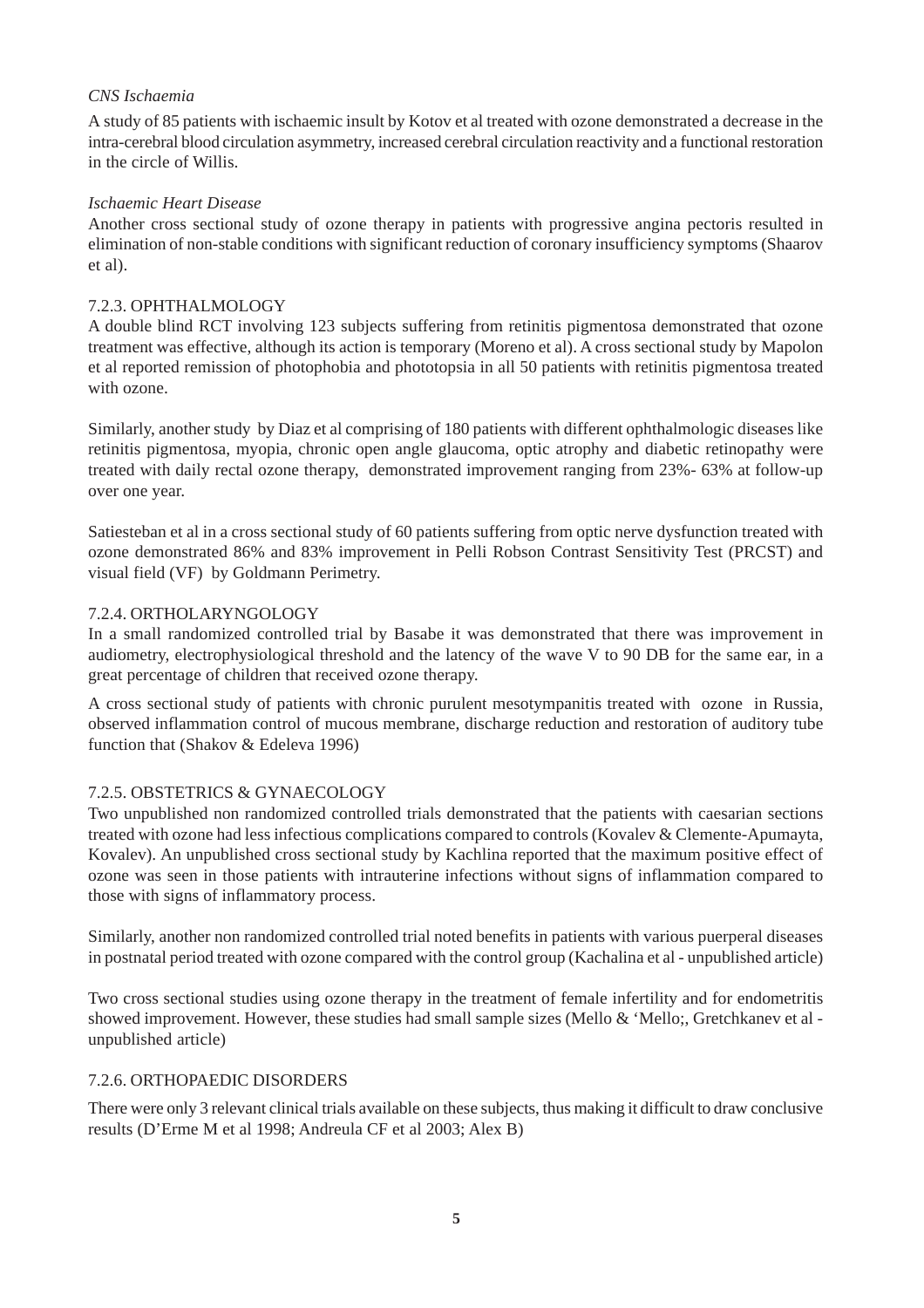*CNS Ischaemia*

A study of 85 patients with ischaemic insult by Kotov et al treated with ozone demonstrated a decrease in the intra-cerebral blood circulation asymmetry, increased cerebral circulation reactivity and a functional restoration in the circle of Willis.

*Ischaemic Heart Disease*

Another cross sectional study of ozone therapy in patients with progressive angina pectoris resulted in elimination of non-stable conditions with significant reduction of coronary insufficiency symptoms (Shaarov et al).

### 7.2.3. OPHTHALMOLOGY

A double blind RCT involving 123 subjects suffering from retinitis pigmentosa demonstrated that ozone treatment was effective, although its action is temporary (Moreno et al). A cross sectional study by Mapolon et al reported remission of photophobia and phototopsia in all 50 patients with retinitis pigmentosa treated with ozone.

Similarly, another study by Diaz et al comprising of 180 patients with different ophthalmologic diseases like retinitis pigmentosa, myopia, chronic open angle glaucoma, optic atrophy and diabetic retinopathy were treated with daily rectal ozone therapy, demonstrated improvement ranging from 23%- 63% at follow-up over one year.

Satiesteban et al in a cross sectional study of 60 patients suffering from optic nerve dysfunction treated with ozone demonstrated 86% and 83% improvement in Pelli Robson Contrast Sensitivity Test (PRCST) and visual field (VF) by Goldmann Perimetry.

### 7.2.4. ORTHOLARYNGOLOGY

In a small randomized controlled trial by Basabe it was demonstrated that there was improvement in audiometry, electrophysiological threshold and the latency of the wave V to 90 DB for the same ear, in a great percentage of children that received ozone therapy.

A cross sectional study of patients with chronic purulent mesotympanitis treated with ozone in Russia, observed inflammation control of mucous membrane, discharge reduction and restoration of auditory tube function that (Shakov & Edeleva 1996)

### 7.2.5. OBSTETRICS & GYNAECOLOGY

Two unpublished non randomized controlled trials demonstrated that the patients with caesarian sections treated with ozone had less infectious complications compared to controls (Kovalev & Clemente-Apumayta, Kovalev). An unpublished cross sectional study by Kachlina reported that the maximum positive effect of ozone was seen in those patients with intrauterine infections without signs of inflammation compared to those with signs of inflammatory process.

Similarly, another non randomized controlled trial noted benefits in patients with various puerperal diseases in postnatal period treated with ozone compared with the control group (Kachalina et al - unpublished article)

Two cross sectional studies using ozone therapy in the treatment of female infertility and for endometritis showed improvement. However, these studies had small sample sizes (Mello & 'Mello;, Gretchkanev et al - unpublished article)

### 7.2.6. ORTHOPAEDIC DISORDERS

There were only 3 relevant clinical trials available on these subjects, thus making it difficult to draw conclusive results (D'Erme M et al 1998; Andreula CF et al 2003; Alex B)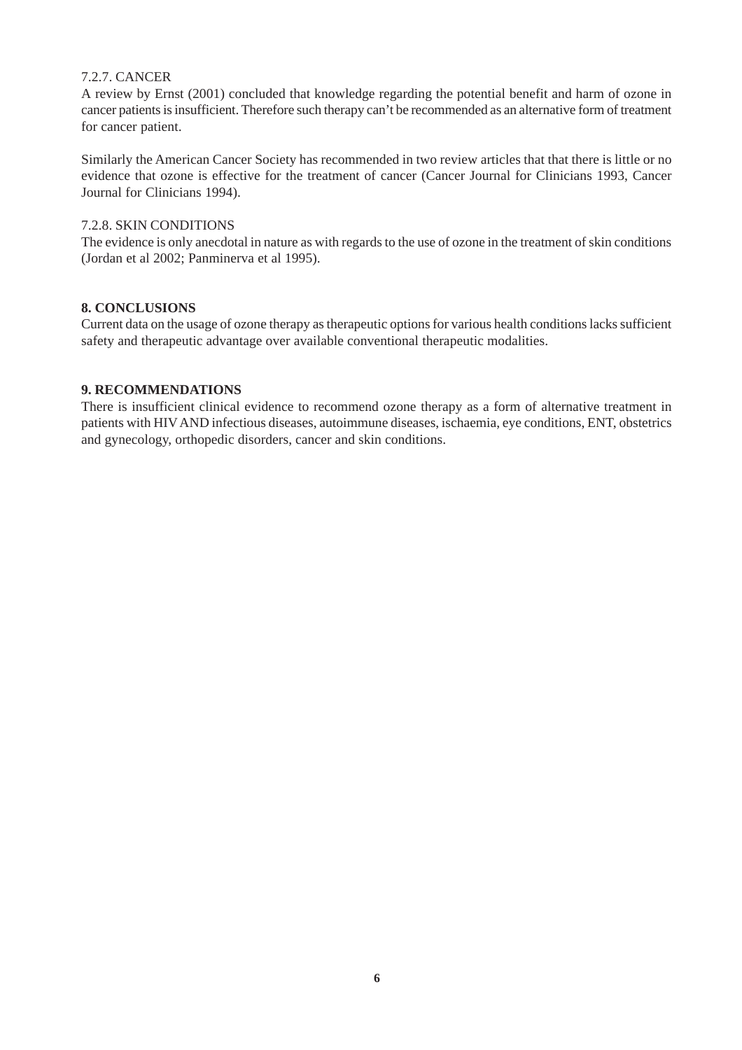#### 7.2.7. CANCER

A review by Ernst (2001) concluded that knowledge regarding the potential benefit and harm of ozone in cancer patients is insufficient. Therefore such therapy can't be recommended as an alternative form of treatment for cancer patient.

Similarly the American Cancer Society has recommended in two review articles that that there is little or no evidence that ozone is effective for the treatment of cancer (Cancer Journal for Clinicians 1993, Cancer Journal for Clinicians 1994).

#### 7.2.8. SKIN CONDITIONS

The evidence is only anecdotal in nature as with regards to the use of ozone in the treatment of skin conditions (Jordan et al 2002; Panminerva et al 1995).

## 8. CONCLUSIONS

Current data on the usage of ozone therapy as therapeutic options for various health conditions lacks sufficient safety and therapeutic advantage over available conventional therapeutic modalities.

## 9. RECOMMENDATIONS

There is insufficient clinical evidence to recommend ozone therapy as a form of alternative treatment in patients with HIV AND infectious diseases, autoimmune diseases, ischaemia, eye conditions, ENT, obstetrics and gynecology, orthopedic disorders, cancer and skin conditions.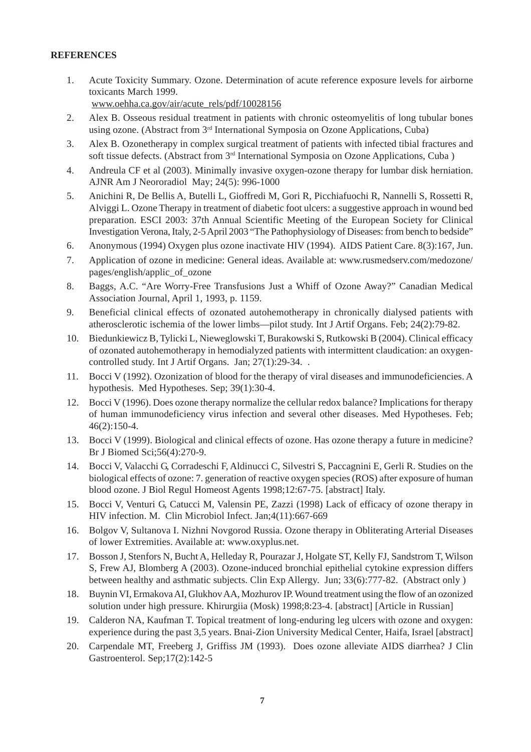**REFERENCES**

1. Acute Toxicity Summary. Ozone. Determination of acute reference exposure levels for airborne toxicants March 1999. www.oehha.ca.gov/air/acute_rels/pdf/10028156
2. Alex B. Osseous residual treatment in patients with chronic osteomyelitis of long tubular bones using ozone. (Abstract from 3rd International Symposia on Ozone Applications, Cuba)
3. Alex B. Ozonetherapy in complex surgical treatment of patients with infected tibial fractures and soft tissue defects. (Abstract from 3rd International Symposia on Ozone Applications, Cuba )
4. Andreula CF et al (2003). Minimally invasive oxygen-ozone therapy for lumbar disk herniation. AJNR Am J Neororadiol May; 24(5): 996-1000
5. Anichini R, De Bellis A, Butelli L, Gioffredi M, Gori R, Picchiafuochi R, Nannelli S, Rossetti R, Alviggi L. Ozone Therapy in treatment of diabetic foot ulcers: a suggestive approach in wound bed preparation. ESCI 2003: 37th Annual Scientific Meeting of the European Society for Clinical Investigation Verona, Italy, 2-5 April 2003 "The Pathophysiology of Diseases: from bench to bedside"
6. Anonymous (1994) Oxygen plus ozone inactivate HIV (1994). AIDS Patient Care. 8(3):167, Jun.
7. Application of ozone in medicine: General ideas. Available at: www.rusmedserv.com/medozone/pages/english/applic_of_ozone
8. Baggs, A.C. "Are Worry-Free Transfusions Just a Whiff of Ozone Away?" Canadian Medical Association Journal, April 1, 1993, p. 1159.
9. Beneficial clinical effects of ozonated autohemotherapy in chronically dialysed patients with atherosclerotic ischemia of the lower limbs—pilot study. Int J Artif Organs. Feb; 24(2):79-82.
10. Biedunkiewicz B, Tylicki L, Nieweglowski T, Burakowski S, Rutkowski B (2004). Clinical efficacy of ozonated autohemotherapy in hemodialyzed patients with intermittent claudication: an oxygen-controlled study. Int J Artif Organs. Jan; 27(1):29-34. .
11. Bocci V (1992). Ozonization of blood for the therapy of viral diseases and immunodeficiencies. A hypothesis. Med Hypotheses. Sep; 39(1):30-4.
12. Bocci V (1996). Does ozone therapy normalize the cellular redox balance? Implications for therapy of human immunodeficiency virus infection and several other diseases. Med Hypotheses. Feb; 46(2):150-4.
13. Bocci V (1999). Biological and clinical effects of ozone. Has ozone therapy a future in medicine? Br J Biomed Sci;56(4):270-9.
14. Bocci V, Valacchi G, Corradeschi F, Aldinucci C, Silvestri S, Paccagnini E, Gerli R. Studies on the biological effects of ozone: 7. generation of reactive oxygen species (ROS) after exposure of human blood ozone. J Biol Regul Homeost Agents 1998;12:67-75. [abstract] Italy.
15. Bocci V, Venturi G, Catucci M, Valensin PE, Zazzi (1998) Lack of efficacy of ozone therapy in HIV infection. M. Clin Microbiol Infect. Jan;4(11):667-669
16. Bolgov V, Sultanova I. Nizhni Novgorod Russia. Ozone therapy in Obliterating Arterial Diseases of lower Extremities. Available at: www.oxyplus.net.
17. Bosson J, Stenfors N, Bucht A, Helleday R, Pourazar J, Holgate ST, Kelly FJ, Sandstrom T, Wilson S, Frew AJ, Blomberg A (2003). Ozone-induced bronchial epithelial cytokine expression differs between healthy and asthmatic subjects. Clin Exp Allergy. Jun; 33(6):777-82. (Abstract only )
18. Buynin VI, Ermakova AI, Glukhov AA, Mozhurov IP. Wound treatment using the flow of an ozonized solution under high pressure. Khirurgiia (Mosk) 1998;8:23-4. [abstract] [Article in Russian]
19. Calderon NA, Kaufman T. Topical treatment of long-enduring leg ulcers with ozone and oxygen: experience during the past 3,5 years. Bnai-Zion University Medical Center, Haifa, Israel [abstract]
20. Carpendale MT, Freeberg J, Griffiss JM (1993). Does ozone alleviate AIDS diarrhea? J Clin Gastroenterol. Sep;17(2):142-5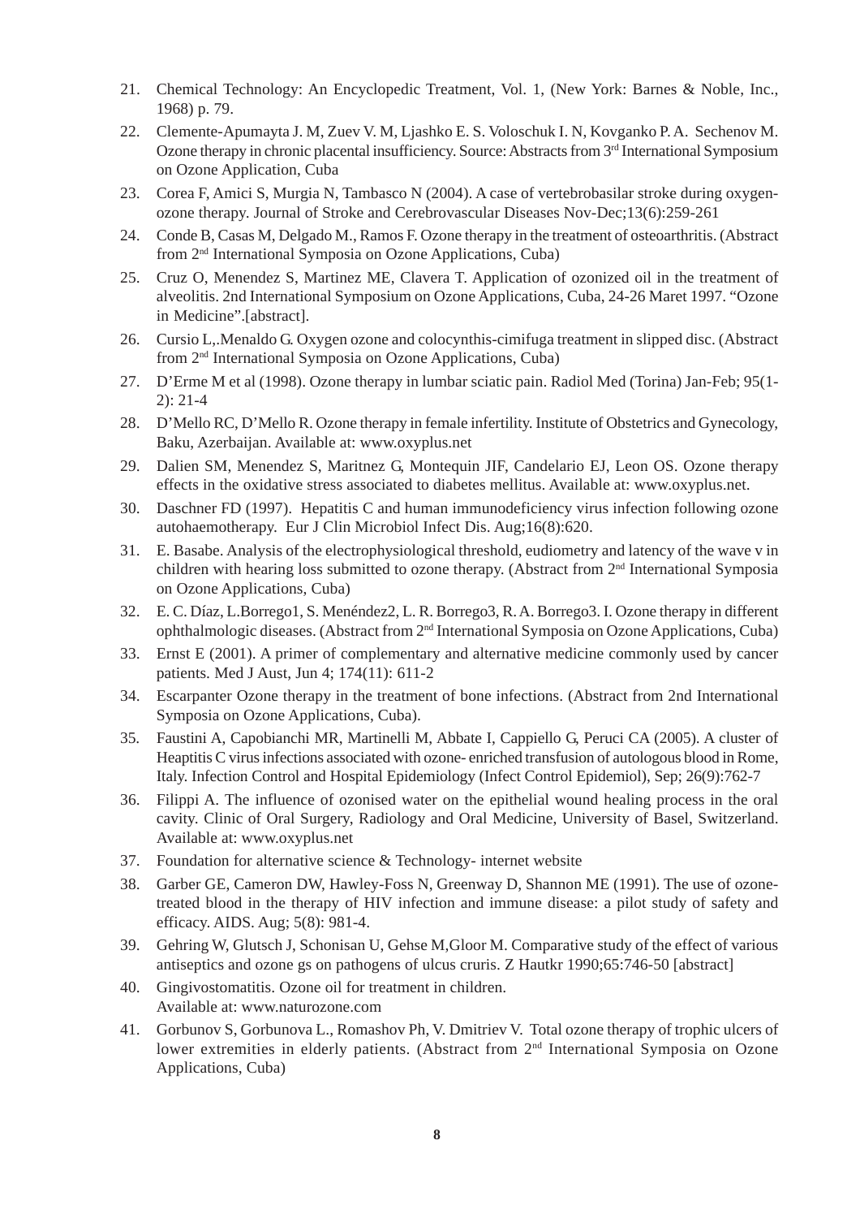21. Chemical Technology: An Encyclopedic Treatment, Vol. 1, (New York: Barnes & Noble, Inc., 1968) p. 79.
22. Clemente-Apumayta J. M, Zuev V. M, Ljashko E. S. Voloschuk I. N, Kovganko P. A. Sechenov M. Ozone therapy in chronic placental insufficiency. Source: Abstracts from 3rd International Symposium on Ozone Application, Cuba
23. Corea F, Amici S, Murgia N, Tambasco N (2004). A case of vertebrobasilar stroke during oxygen-ozone therapy. Journal of Stroke and Cerebrovascular Diseases Nov-Dec;13(6):259-261
24. Conde B, Casas M, Delgado M., Ramos F. Ozone therapy in the treatment of osteoarthritis. (Abstract from 2nd International Symposia on Ozone Applications, Cuba)
25. Cruz O, Menendez S, Martinez ME, Clavera T. Application of ozonized oil in the treatment of alveolitis. 2nd International Symposium on Ozone Applications, Cuba, 24-26 Maret 1997. "Ozone in Medicine".[abstract].
26. Cursio L,.Menaldo G. Oxygen ozone and colocynthis-cimifuga treatment in slipped disc. (Abstract from 2nd International Symposia on Ozone Applications, Cuba)
27. D'Erme M et al (1998). Ozone therapy in lumbar sciatic pain. Radiol Med (Torina) Jan-Feb; 95(1-2): 21-4
28. D'Mello RC, D'Mello R. Ozone therapy in female infertility. Institute of Obstetrics and Gynecology, Baku, Azerbaijan. Available at: www.oxyplus.net
29. Dalien SM, Menendez S, Maritnez G, Montequin JIF, Candelario EJ, Leon OS. Ozone therapy effects in the oxidative stress associated to diabetes mellitus. Available at: www.oxyplus.net.
30. Daschner FD (1997). Hepatitis C and human immunodeficiency virus infection following ozone autohaemotherapy. Eur J Clin Microbiol Infect Dis. Aug;16(8):620.
31. E. Basabe. Analysis of the electrophysiological threshold, eudiometry and latency of the wave v in children with hearing loss submitted to ozone therapy. (Abstract from 2nd International Symposia on Ozone Applications, Cuba)
32. E. C. Díaz, L.Borrego1, S. Menéndez2, L. R. Borrego3, R. A. Borrego3. I. Ozone therapy in different ophthalmologic diseases. (Abstract from 2nd International Symposia on Ozone Applications, Cuba)
33. Ernst E (2001). A primer of complementary and alternative medicine commonly used by cancer patients. Med J Aust, Jun 4; 174(11): 611-2
34. Escarpanter Ozone therapy in the treatment of bone infections. (Abstract from 2nd International Symposia on Ozone Applications, Cuba).
35. Faustini A, Capobianchi MR, Martinelli M, Abbate I, Cappiello G, Peruci CA (2005). A cluster of Heaptitis C virus infections associated with ozone- enriched transfusion of autologous blood in Rome, Italy. Infection Control and Hospital Epidemiology (Infect Control Epidemiol), Sep; 26(9):762-7
36. Filippi A. The influence of ozonised water on the epithelial wound healing process in the oral cavity. Clinic of Oral Surgery, Radiology and Oral Medicine, University of Basel, Switzerland. Available at: www.oxyplus.net
37. Foundation for alternative science & Technology- internet website
38. Garber GE, Cameron DW, Hawley-Foss N, Greenway D, Shannon ME (1991). The use of ozone-treated blood in the therapy of HIV infection and immune disease: a pilot study of safety and efficacy. AIDS. Aug; 5(8): 981-4.
39. Gehring W, Glutsch J, Schonisan U, Gehse M,Gloor M. Comparative study of the effect of various antiseptics and ozone gs on pathogens of ulcus cruris. Z Hautkr 1990;65:746-50 [abstract]
40. Gingivostomatitis. Ozone oil for treatment in children. Available at: www.naturozone.com
41. Gorbunov S, Gorbunova L., Romashov Ph, V. Dmitriev V. Total ozone therapy of trophic ulcers of lower extremities in elderly patients. (Abstract from 2nd International Symposia on Ozone Applications, Cuba)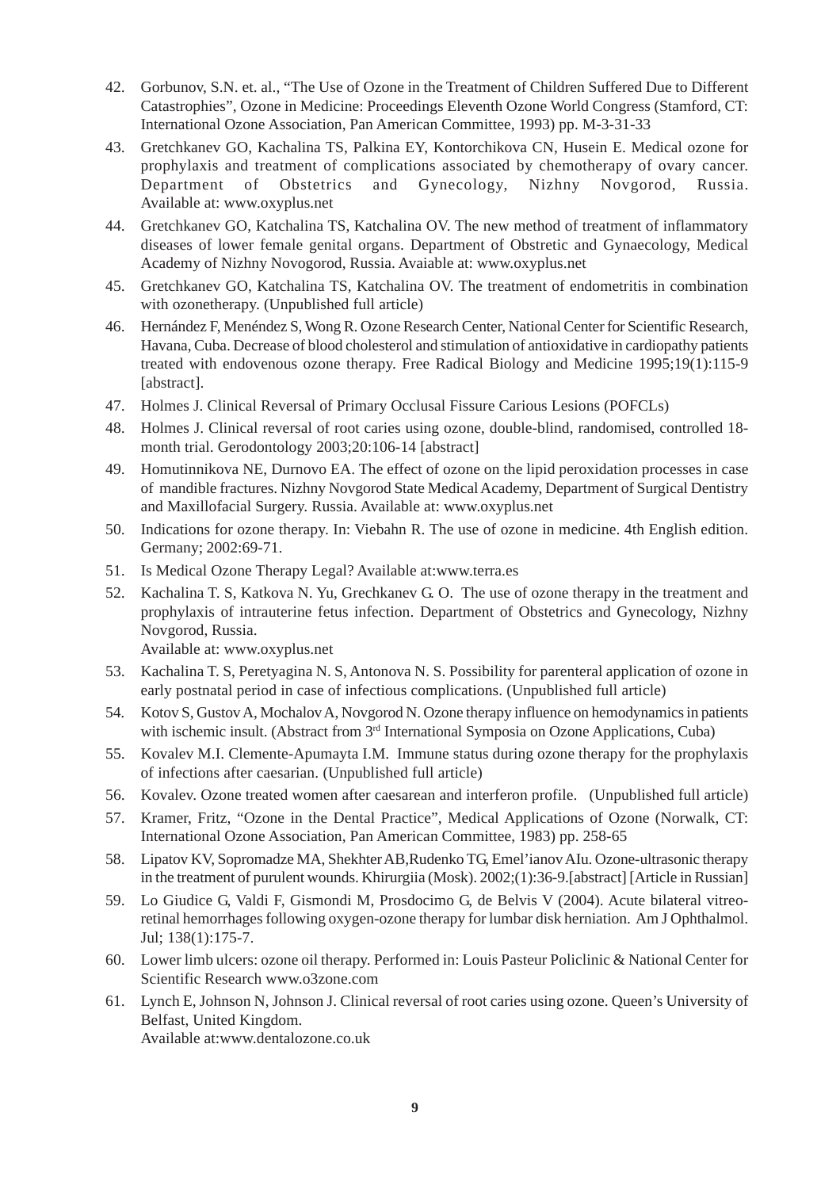42. Gorbunov, S.N. et. al., "The Use of Ozone in the Treatment of Children Suffered Due to Different Catastrophies", Ozone in Medicine: Proceedings Eleventh Ozone World Congress (Stamford, CT: International Ozone Association, Pan American Committee, 1993) pp. M-3-31-33
43. Gretchkanev GO, Kachalina TS, Palkina EY, Kontorchikova CN, Husein E. Medical ozone for prophylaxis and treatment of complications associated by chemotherapy of ovary cancer. Department of Obstetrics and Gynecology, Nizhny Novgorod, Russia. Available at: www.oxyplus.net
44. Gretchkanev GO, Katchalina TS, Katchalina OV. The new method of treatment of inflammatory diseases of lower female genital organs. Department of Obstretic and Gynaecology, Medical Academy of Nizhny Novogorod, Russia. Avaiable at: www.oxyplus.net
45. Gretchkanev GO, Katchalina TS, Katchalina OV. The treatment of endometritis in combination with ozonetherapy. (Unpublished full article)
46. Hernández F, Menéndez S, Wong R. Ozone Research Center, National Center for Scientific Research, Havana, Cuba. Decrease of blood cholesterol and stimulation of antioxidative in cardiopathy patients treated with endovenous ozone therapy. Free Radical Biology and Medicine 1995;19(1):115-9 [abstract].
47. Holmes J. Clinical Reversal of Primary Occlusal Fissure Carious Lesions (POFCLs)
48. Holmes J. Clinical reversal of root caries using ozone, double-blind, randomised, controlled 18-month trial. Gerodontology 2003;20:106-14 [abstract]
49. Homutinnikova NE, Durnovo EA. The effect of ozone on the lipid peroxidation processes in case of mandible fractures. Nizhny Novgorod State Medical Academy, Department of Surgical Dentistry and Maxillofacial Surgery. Russia. Available at: www.oxyplus.net
50. Indications for ozone therapy. In: Viebahn R. The use of ozone in medicine. 4th English edition. Germany; 2002:69-71.
51. Is Medical Ozone Therapy Legal? Available at:www.terra.es
52. Kachalina T. S, Katkova N. Yu, Grechkanev G. O. The use of ozone therapy in the treatment and prophylaxis of intrauterine fetus infection. Department of Obstetrics and Gynecology, Nizhny Novgorod, Russia.
    Available at: www.oxyplus.net
53. Kachalina T. S, Peretyagina N. S, Antonova N. S. Possibility for parenteral application of ozone in early postnatal period in case of infectious complications. (Unpublished full article)
54. Kotov S, Gustov A, Mochalov A, Novgorod N. Ozone therapy influence on hemodynamics in patients with ischemic insult. (Abstract from 3rd International Symposia on Ozone Applications, Cuba)
55. Kovalev M.I. Clemente-Apumayta I.M. Immune status during ozone therapy for the prophylaxis of infections after caesarian. (Unpublished full article)
56. Kovalev. Ozone treated women after caesarean and interferon profile. (Unpublished full article)
57. Kramer, Fritz, "Ozone in the Dental Practice", Medical Applications of Ozone (Norwalk, CT: International Ozone Association, Pan American Committee, 1983) pp. 258-65
58. Lipatov KV, Sopromadze MA, Shekhter AB, Rudenko TG, Emel'ianov AIu. Ozone-ultrasonic therapy in the treatment of purulent wounds. Khirurgiia (Mosk). 2002;(1):36-9.[abstract] [Article in Russian]
59. Lo Giudice G, Valdi F, Gismondi M, Prosdocimo G, de Belvis V (2004). Acute bilateral vitreo-retinal hemorrhages following oxygen-ozone therapy for lumbar disk herniation. Am J Ophthalmol. Jul; 138(1):175-7.
60. Lower limb ulcers: ozone oil therapy. Performed in: Louis Pasteur Policlinic & National Center for Scientific Research www.o3zone.com
61. Lynch E, Johnson N, Johnson J. Clinical reversal of root caries using ozone. Queen's University of Belfast, United Kingdom.
    Available at:www.dentalozone.co.uk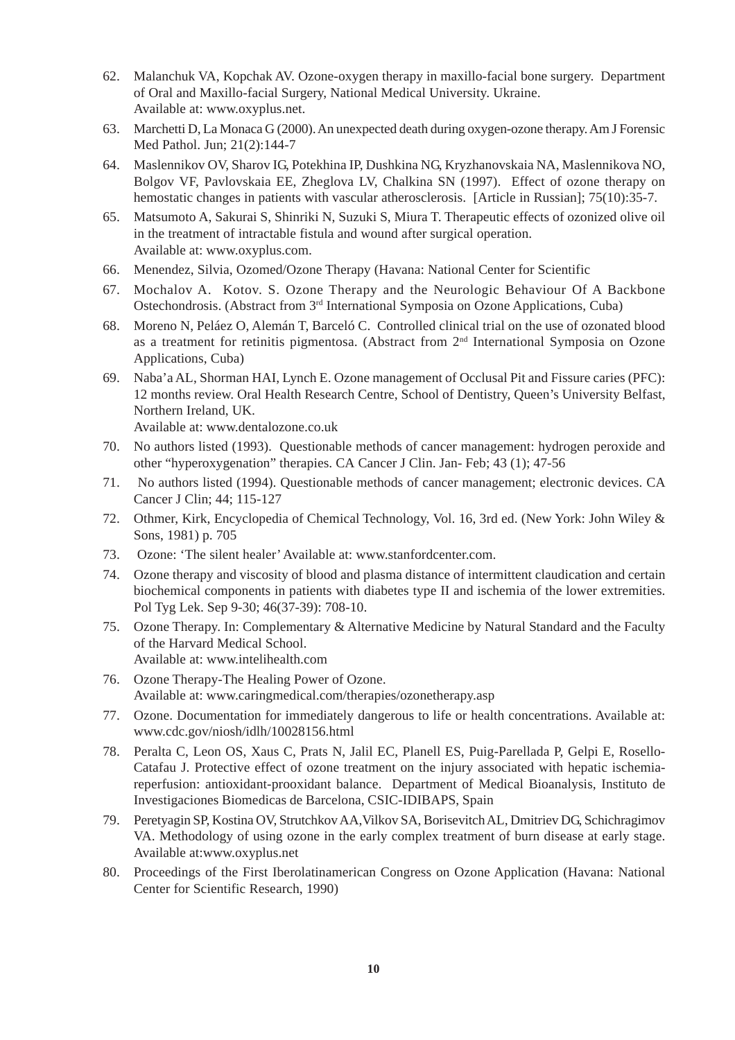62. Malanchuk VA, Kopchak AV. Ozone-oxygen therapy in maxillo-facial bone surgery. Department of Oral and Maxillo-facial Surgery, National Medical University. Ukraine.
    Available at: www.oxyplus.net.

63. Marchetti D, La Monaca G (2000). An unexpected death during oxygen-ozone therapy. Am J Forensic Med Pathol. Jun; 21(2):144-7

64. Maslennikov OV, Sharov IG, Potekhina IP, Dushkina NG, Kryzhanovskaia NA, Maslennikova NO, Bolgov VF, Pavlovskaia EE, Zheglova LV, Chalkina SN (1997). Effect of ozone therapy on hemostatic changes in patients with vascular atherosclerosis. [Article in Russian]; 75(10):35-7.

65. Matsumoto A, Sakurai S, Shinriki N, Suzuki S, Miura T. Therapeutic effects of ozonized olive oil in the treatment of intractable fistula and wound after surgical operation.
    Available at: www.oxyplus.com.

66. Menendez, Silvia, Ozomed/Ozone Therapy (Havana: National Center for Scientific

67. Mochalov A. Kotov. S. Ozone Therapy and the Neurologic Behaviour Of A Backbone Ostechondrosis. (Abstract from 3rd International Symposia on Ozone Applications, Cuba)

68. Moreno N, Peláez O, Alemán T, Barceló C. Controlled clinical trial on the use of ozonated blood as a treatment for retinitis pigmentosa. (Abstract from 2nd International Symposia on Ozone Applications, Cuba)

69. Naba'a AL, Shorman HAI, Lynch E. Ozone management of Occlusal Pit and Fissure caries (PFC): 12 months review. Oral Health Research Centre, School of Dentistry, Queen's University Belfast, Northern Ireland, UK.
    Available at: www.dentalozone.co.uk

70. No authors listed (1993). Questionable methods of cancer management: hydrogen peroxide and other "hyperoxygenation" therapies. CA Cancer J Clin. Jan- Feb; 43 (1); 47-56

71. No authors listed (1994). Questionable methods of cancer management; electronic devices. CA Cancer J Clin; 44; 115-127

72. Othmer, Kirk, Encyclopedia of Chemical Technology, Vol. 16, 3rd ed. (New York: John Wiley & Sons, 1981) p. 705

73. Ozone: 'The silent healer' Available at: www.stanfordcenter.com.

74. Ozone therapy and viscosity of blood and plasma distance of intermittent claudication and certain biochemical components in patients with diabetes type II and ischemia of the lower extremities. Pol Tyg Lek. Sep 9-30; 46(37-39): 708-10.

75. Ozone Therapy. In: Complementary & Alternative Medicine by Natural Standard and the Faculty of the Harvard Medical School.
    Available at: www.intelihealth.com

76. Ozone Therapy-The Healing Power of Ozone.
    Available at: www.caringmedical.com/therapies/ozonetherapy.asp

77. Ozone. Documentation for immediately dangerous to life or health concentrations. Available at: www.cdc.gov/niosh/idlh/10028156.html

78. Peralta C, Leon OS, Xaus C, Prats N, Jalil EC, Planell ES, Puig-Parellada P, Gelpi E, Rosello-Catafau J. Protective effect of ozone treatment on the injury associated with hepatic ischemia-reperfusion: antioxidant-prooxidant balance. Department of Medical Bioanalysis, Instituto de Investigaciones Biomedicas de Barcelona, CSIC-IDIBAPS, Spain

79. Peretyagin SP, Kostina OV, Strutchkov AA, Vilkov SA, Borisevitch AL, Dmitriev DG, Schichragimov VA. Methodology of using ozone in the early complex treatment of burn disease at early stage. Available at:www.oxyplus.net

80. Proceedings of the First Iberolatinamerican Congress on Ozone Application (Havana: National Center for Scientific Research, 1990)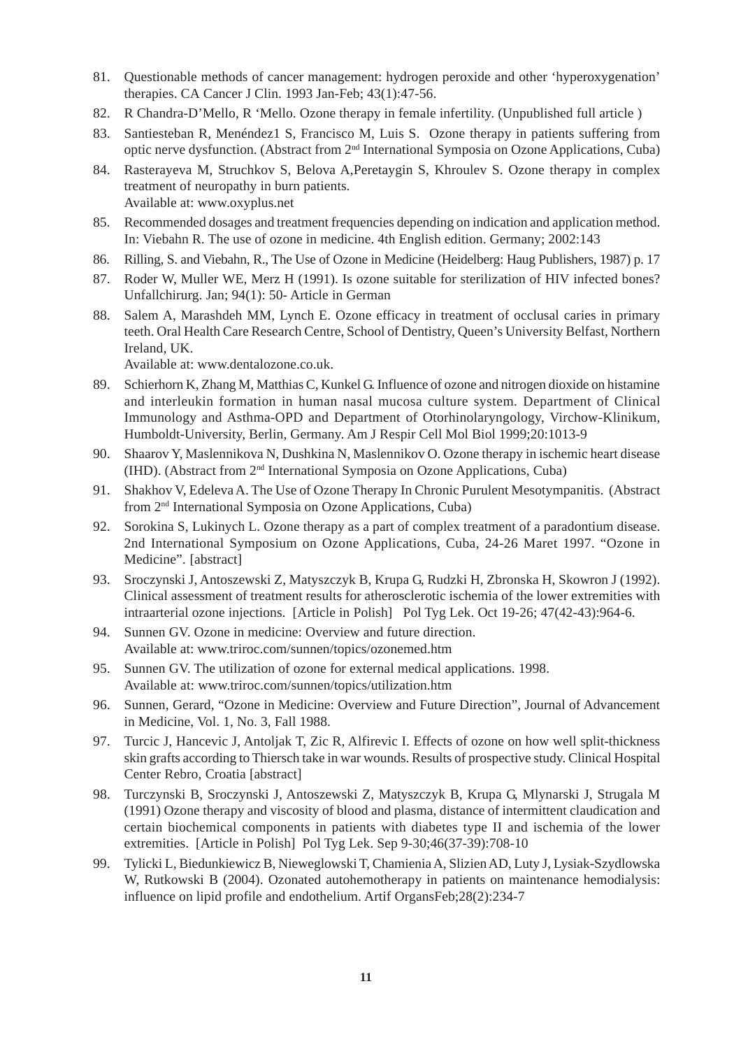81. Questionable methods of cancer management: hydrogen peroxide and other 'hyperoxygenation' therapies. CA Cancer J Clin. 1993 Jan-Feb; 43(1):47-56.
82. R Chandra-D'Mello, R 'Mello. Ozone therapy in female infertility. (Unpublished full article )
83. Santiesteban R, Menéndez1 S, Francisco M, Luis S. Ozone therapy in patients suffering from optic nerve dysfunction. (Abstract from 2nd International Symposia on Ozone Applications, Cuba)
84. Rasterayeva M, Struchkov S, Belova A,Peretaygin S, Khroulev S. Ozone therapy in complex treatment of neuropathy in burn patients.
   Available at: www.oxyplus.net
85. Recommended dosages and treatment frequencies depending on indication and application method. In: Viebahn R. The use of ozone in medicine. 4th English edition. Germany; 2002:143
86. Rilling, S. and Viebahn, R., The Use of Ozone in Medicine (Heidelberg: Haug Publishers, 1987) p. 17
87. Roder W, Muller WE, Merz H (1991). Is ozone suitable for sterilization of HIV infected bones? Unfallchirurg. Jan; 94(1): 50- Article in German
88. Salem A, Marashdeh MM, Lynch E. Ozone efficacy in treatment of occlusal caries in primary teeth. Oral Health Care Research Centre, School of Dentistry, Queen's University Belfast, Northern Ireland, UK.
   Available at: www.dentalozone.co.uk.
89. Schierhorn K, Zhang M, Matthias C, Kunkel G. Influence of ozone and nitrogen dioxide on histamine and interleukin formation in human nasal mucosa culture system. Department of Clinical Immunology and Asthma-OPD and Department of Otorhinolaryngology, Virchow-Klinikum, Humboldt-University, Berlin, Germany. Am J Respir Cell Mol Biol 1999;20:1013-9
90. Shaarov Y, Maslennikova N, Dushkina N, Maslennikov O. Ozone therapy in ischemic heart disease (IHD). (Abstract from 2nd International Symposia on Ozone Applications, Cuba)
91. Shakhov V, Edeleva A. The Use of Ozone Therapy In Chronic Purulent Mesotympanitis. (Abstract from 2nd International Symposia on Ozone Applications, Cuba)
92. Sorokina S, Lukinych L. Ozone therapy as a part of complex treatment of a paradontium disease. 2nd International Symposium on Ozone Applications, Cuba, 24-26 Maret 1997. "Ozone in Medicine". [abstract]
93. Sroczynski J, Antoszewski Z, Matyszczyk B, Krupa G, Rudzki H, Zbronska H, Skowron J (1992). Clinical assessment of treatment results for atherosclerotic ischemia of the lower extremities with intraarterial ozone injections. [Article in Polish] Pol Tyg Lek. Oct 19-26; 47(42-43):964-6.
94. Sunnen GV. Ozone in medicine: Overview and future direction.
   Available at: www.triroc.com/sunnen/topics/ozonemed.htm
95. Sunnen GV. The utilization of ozone for external medical applications. 1998.
   Available at: www.triroc.com/sunnen/topics/utilization.htm
96. Sunnen, Gerard, "Ozone in Medicine: Overview and Future Direction", Journal of Advancement in Medicine, Vol. 1, No. 3, Fall 1988.
97. Turcic J, Hancevic J, Antoljak T, Zic R, Alfirevic I. Effects of ozone on how well split-thickness skin grafts according to Thiersch take in war wounds. Results of prospective study. Clinical Hospital Center Rebro, Croatia [abstract]
98. Turczynski B, Sroczynski J, Antoszewski Z, Matyszczyk B, Krupa G, Mlynarski J, Strugala M (1991) Ozone therapy and viscosity of blood and plasma, distance of intermittent claudication and certain biochemical components in patients with diabetes type II and ischemia of the lower extremities. [Article in Polish] Pol Tyg Lek. Sep 9-30;46(37-39):708-10
99. Tylicki L, Biedunkiewicz B, Nieweglowski T, Chamienia A, Slizien AD, Luty J, Lysiak-Szydlowska W, Rutkowski B (2004). Ozonated autohemotherapy in patients on maintenance hemodialysis: influence on lipid profile and endothelium. Artif OrgansFeb;28(2):234-7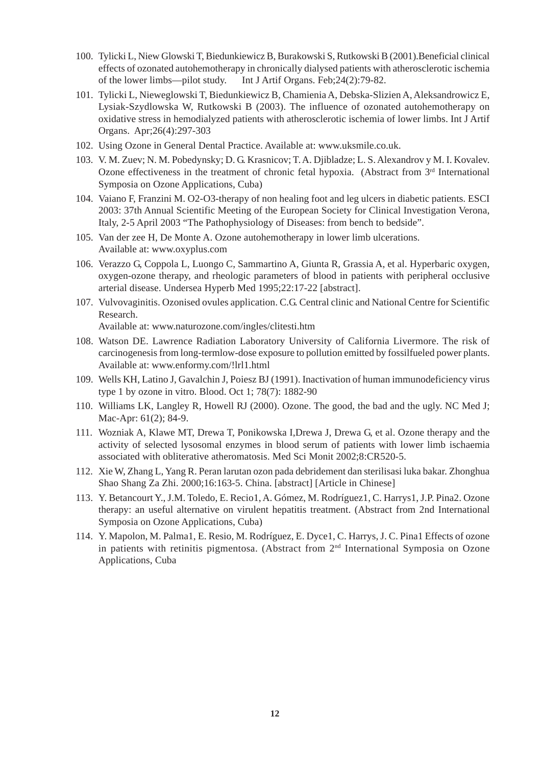100. Tylicki L, Niew Glowski T, Biedunkiewicz B, Burakowski S, Rutkowski B (2001).Beneficial clinical effects of ozonated autohemotherapy in chronically dialysed patients with atherosclerotic ischemia of the lower limbs—pilot study. Int J Artif Organs. Feb;24(2):79-82.
101. Tylicki L, Nieweglowski T, Biedunkiewicz B, Chamienia A, Debska-Slizien A, Aleksandrowicz E, Lysiak-Szydlowska W, Rutkowski B (2003). The influence of ozonated autohemotherapy on oxidative stress in hemodialyzed patients with atherosclerotic ischemia of lower limbs. Int J Artif Organs. Apr;26(4):297-303
102. Using Ozone in General Dental Practice. Available at: www.uksmile.co.uk.
103. V. M. Zuev; N. M. Pobedynsky; D. G. Krasnicov; T. A. Djibladze; L. S. Alexandrov y M. I. Kovalev. Ozone effectiveness in the treatment of chronic fetal hypoxia. (Abstract from 3rd International Symposia on Ozone Applications, Cuba)
104. Vaiano F, Franzini M. O2-O3-therapy of non healing foot and leg ulcers in diabetic patients. ESCI 2003: 37th Annual Scientific Meeting of the European Society for Clinical Investigation Verona, Italy, 2-5 April 2003 "The Pathophysiology of Diseases: from bench to bedside".
105. Van der zee H, De Monte A. Ozone autohemotherapy in lower limb ulcerations. Available at: www.oxyplus.com
106. Verazzo G, Coppola L, Luongo C, Sammartino A, Giunta R, Grassia A, et al. Hyperbaric oxygen, oxygen-ozone therapy, and rheologic parameters of blood in patients with peripheral occlusive arterial disease. Undersea Hyperb Med 1995;22:17-22 [abstract].
107. Vulvovaginitis. Ozonised ovules application. C.G. Central clinic and National Centre for Scientific Research. Available at: www.naturozone.com/ingles/clitesti.htm
108. Watson DE. Lawrence Radiation Laboratory University of California Livermore. The risk of carcinogenesis from long-termlow-dose exposure to pollution emitted by fossilfueled power plants. Available at: www.enformy.com/!lrl1.html
109. Wells KH, Latino J, Gavalchin J, Poiesz BJ (1991). Inactivation of human immunodeficiency virus type 1 by ozone in vitro. Blood. Oct 1; 78(7): 1882-90
110. Williams LK, Langley R, Howell RJ (2000). Ozone. The good, the bad and the ugly. NC Med J; Mac-Apr: 61(2); 84-9.
111. Wozniak A, Klawe MT, Drewa T, Ponikowska I,Drewa J, Drewa G, et al. Ozone therapy and the activity of selected lysosomal enzymes in blood serum of patients with lower limb ischaemia associated with obliterative atheromatosis. Med Sci Monit 2002;8:CR520-5.
112. Xie W, Zhang L, Yang R. Peran larutan ozon pada debridement dan sterilisasi luka bakar. Zhonghua Shao Shang Za Zhi. 2000;16:163-5. China. [abstract] [Article in Chinese]
113. Y. Betancourt Y., J.M. Toledo, E. Recio1, A. Gómez, M. Rodríguez1, C. Harrys1, J.P. Pina2. Ozone therapy: an useful alternative on virulent hepatitis treatment. (Abstract from 2nd International Symposia on Ozone Applications, Cuba)
114. Y. Mapolon, M. Palma1, E. Resio, M. Rodríguez, E. Dyce1, C. Harrys, J. C. Pina1 Effects of ozone in patients with retinitis pigmentosa. (Abstract from 2nd International Symposia on Ozone Applications, Cuba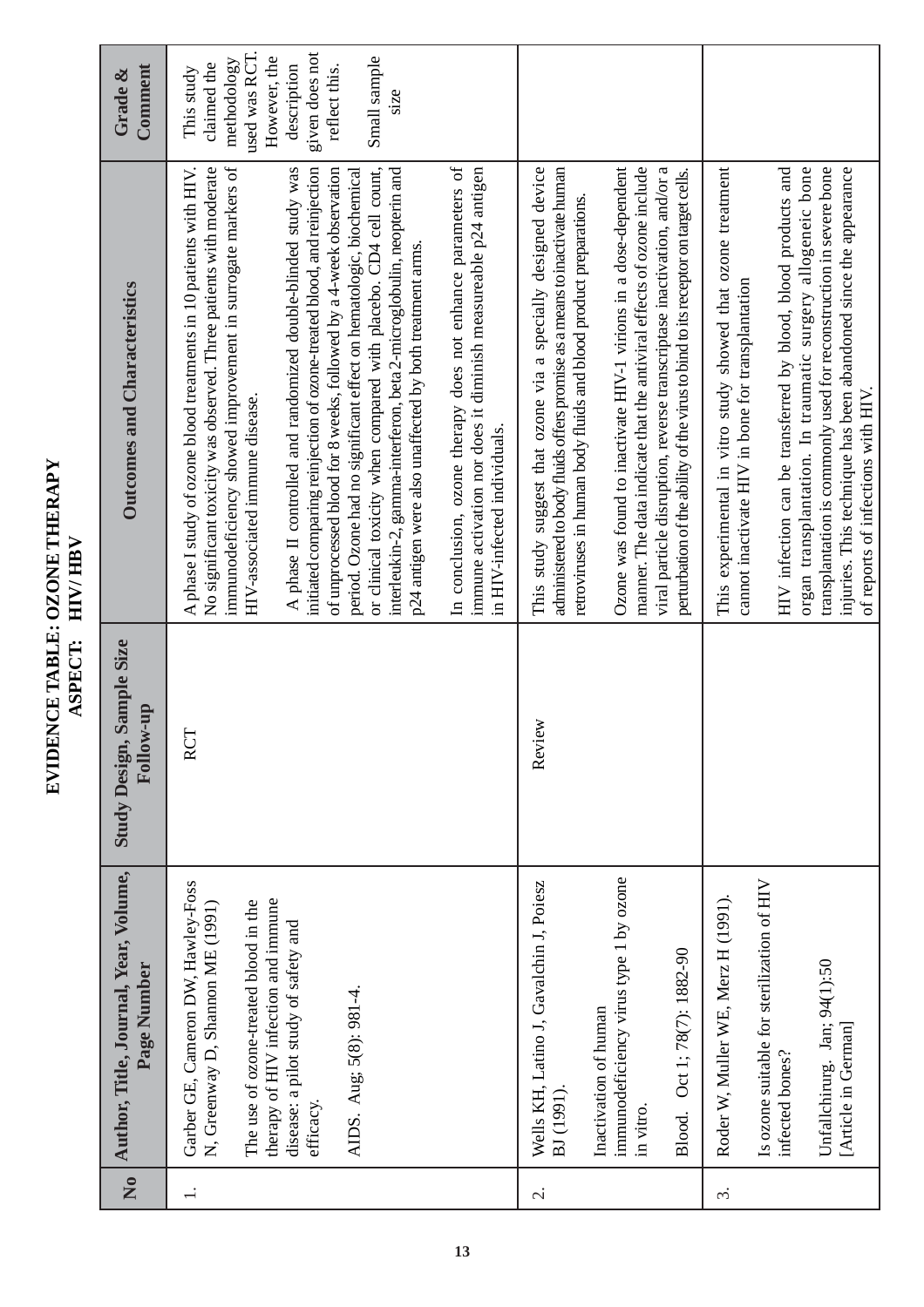# EVIDENCE TABLE: OZONE THERAPY

## ASPECT: HIV/ HBV

| No | Author, Title, Journal, Year, Volume, Page Number | Study Design, Sample Size Follow-up | Outcomes and Characteristics | Grade & Comment |
|---|---|---|---|---|
| 1. | Garber GE, Cameron DW, Hawley-Foss N, Greenway D, Shannon ME (1991)<br><br>The use of ozone-treated blood in the therapy of HIV infection and immune disease: a pilot study of safety and efficacy.<br><br>AIDS. Aug; 5(8): 981-4. | RCT | A phase I study of ozone blood treatments in 10 patients with HIV. No significant toxicity was observed. Three patients with moderate immunodeficiency showed improvement in surrogate markers of HIV-associated immune disease.<br><br>A phase II controlled and randomized double-blinded study was initiated comparing reinjection of ozone-treated blood, and reinjection of unprocessed blood for 8 weeks, followed by a 4-week observation period. Ozone had no significant effect on hematologic, biochemical or clinical toxicity when compared with placebo. CD4 cell count, interleukin-2, gamma-interferon, beta 2-microglobulin, neopterin and p24 antigen were also unaffected by both treatment arms.<br><br>In conclusion, ozone therapy does not enhance parameters of immune activation nor does it diminish measureable p24 antigen in HIV-infected individuals. | This study claimed the methodology used was RCT. However, the description given does not reflect this.<br><br>Small sample size |
| 2. | Wells KH, Latino J, Gavalchin J, Poiesz BJ (1991).<br><br>Inactivation of human immunodeficiency virus type 1 by ozone in vitro.<br><br>Blood. Oct 1; 78(7): 1882-90 | Review | This study suggest that ozone via a specially designed device administered to body fluids offers promise as a means to inactivate human retroviruses in human body fluids and blood product preparations.<br><br>Ozone was found to inactivate HIV-1 virions in a dose-dependent manner. The data indicate that the antiviral effects of ozone include viral particle disruption, reverse transcriptase inactivation, and/or a perturbation of the ability of the virus to bind to its receptor on target cells. | |
| 3. | Roder W, Muller WE, Merz H (1991).<br><br>Is ozone suitable for sterilization of HIV infected bones?<br><br>Unfallchirurg. Jan; 94(1):50 [Article in German] | | This experimental in vitro study showed that ozone treatment cannot inactivate HIV in bone for transplantation<br><br>HIV infection can be transferred by blood, blood products and organ transplantation. In traumatic surgery allogeneic bone transplantation is commonly used for reconstruction in severe bone injuries. This technique has been abandoned since the appearance of reports of infections with HIV. | |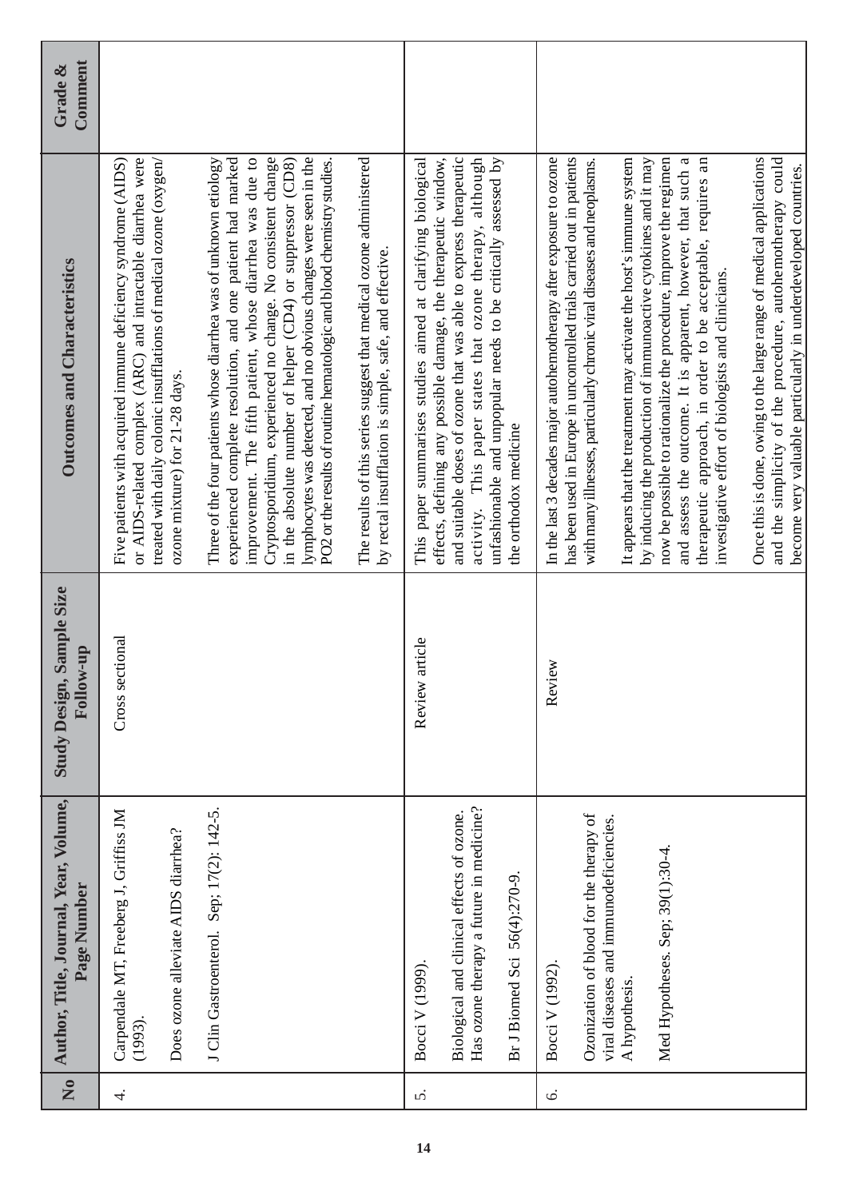| No | Author, Title, Journal, Year, Volume, Page Number | Study Design, Sample Size Follow-up | Outcomes and Characteristics | Grade & Comment |
|---|---|---|---|---|
| 4. | Carpendale MT, Freeberg J, Griffiss JM (1993).<br><br>Does ozone alleviate AIDS diarrhea?<br><br>J Clin Gastroenterol. Sep; 17(2): 142-5. | Cross sectional | Five patients with acquired immune deficiency syndrome (AIDS) or AIDS-related complex (ARC) and intractable diarrhea were treated with daily colonic insufflations of medical ozone (oxygen/ozone mixture) for 21-28 days.<br><br>Three of the four patients whose diarrhea was of unknown etiology experienced complete resolution, and one patient had marked improvement. The fifth patient, whose diarrhea was due to Cryptosporidium, experienced no change. No consistent change in the absolute number of helper (CD4) or suppressor (CD8) lymphocytes was detected, and no obvious changes were seen in the PO2 or the results of routine hematologic and blood chemistry studies.<br><br>The results of this series suggest that medical ozone administered by rectal insufflation is simple, safe, and effective. | |
| 5. | Bocci V (1999).<br><br>Biological and clinical effects of ozone. Has ozone therapy a future in medicine?<br><br>Br J Biomed Sci 56(4):270-9. | Review article | This paper summarises studies aimed at clarifying biological effects, defining any possible damage, the therapeutic window, and suitable doses of ozone that was able to express therapeutic activity. This paper states that ozone therapy, although unfashionable and unpopular needs to be critically assessed by the orthodox medicine | |
| 6. | Bocci V (1992).<br><br>Ozonization of blood for the therapy of viral diseases and immunodeficiencies. A hypothesis.<br><br>Med Hypotheses. Sep; 39(1):30-4. | Review | In the last 3 decades major autohemotherapy after exposure to ozone has been used in Europe in uncontrolled trials carried out in patients with many illnesses, particularly chronic viral diseases and neoplasms.<br><br>It appears that the treatment may activate the host's immune system by inducing the production of immunoactive cytokines and it may now be possible to rationalize the procedure, improve the regimen and assess the outcome. It is apparent, however, that such a therapeutic approach, in order to be acceptable, requires an investigative effort of biologists and clinicians.<br><br>Once this is done, owing to the large range of medical applications and the simplicity of the procedure, autohemotherapy could become very valuable particularly in underdeveloped countries. | |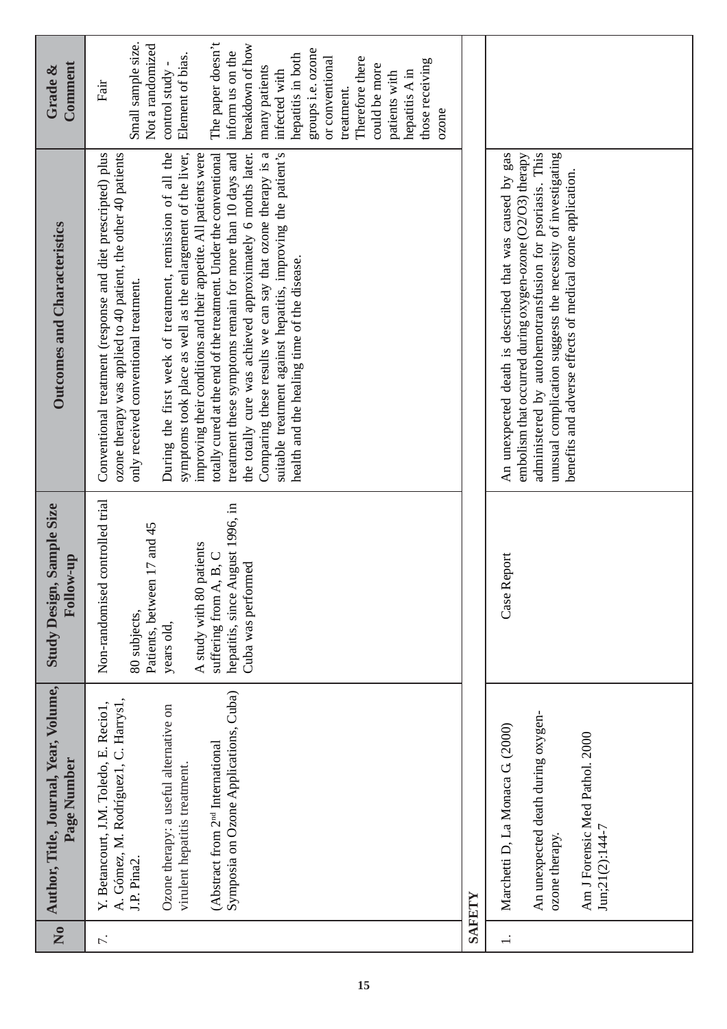| No | Author, Title, Journal, Year, Volume, Page Number | Study Design, Sample Size Follow-up | Outcomes and Characteristics | Grade & Comment |
|---|---|---|---|---|
| 7. | Y. Betancourt, J.M. Toledo, E. Recio1, A. Gómez, M. Rodríguez1, C. Harrys1, J.P. Pina2. <br><br> Ozone therapy: a useful alternative on virulent hepatitis treatment. <br><br> (Abstract from 2nd International Symposia on Ozone Applications, Cuba) | Non-randomised controlled trial <br><br> 80 subjects, <br> Patients, between 17 and 45 years old, <br><br> A study with 80 patients suffering from A, B, C hepatitis, since August 1996, in Cuba was performed | Conventional treatment (response and diet prescripted) plus ozone therapy was applied to 40 patient, the other 40 patients only received conventional treatment. <br><br> During the first week of treatment, remission of all the symptoms took place as well as the enlargement of the liver, improving their conditions and their appetite. All patients were totally cured at the end of the treatment. Under the conventional treatment these symptoms remain for more than 10 days and the totally cure was achieved approximately 6 moths later. Comparing these results we can say that ozone therapy is a suitable treatment against hepatitis, improving the patient's health and the healing time of the disease. | Fair <br><br> Small sample size. Not a randomized control study - Element of bias. <br><br> The paper doesn't inform us on the breakdown of how many patients infected with hepatitis in both groups i.e. ozone or conventional treatment. Therefore there could be more patients with hepatitis A in those receiving ozone |
| **SAFETY** | | | | |
| 1. | Marchetti D, La Monaca G (2000) <br><br> An unexpected death during oxygen-ozone therapy. <br><br> Am J Forensic Med Pathol. 2000 Jun;21(2):144-7 | Case Report | An unexpected death is described that was caused by gas embolism that occurred during oxygen-ozone (O2/O3) therapy administered by autohemotransfusion for psoriasis. This unusual complication suggests the necessity of investigating benefits and adverse effects of medical ozone application. | |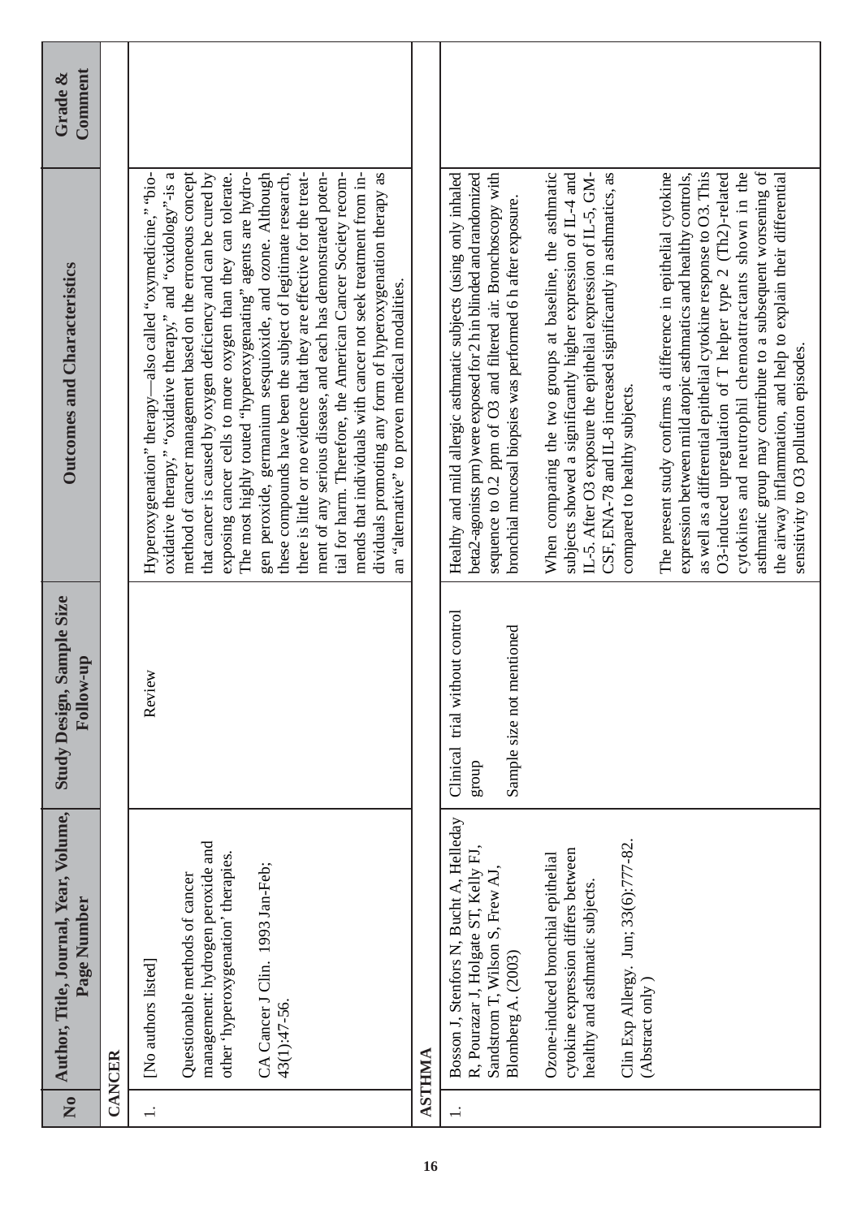| No | Author, Title, Journal, Year, Volume, Page Number | Study Design, Sample Size Follow-up | Outcomes and Characteristics | Grade & Comment |
|---|---|---|---|---|
| **CANCER** | | | | |
| 1. | [No authors listed]<br><br>Questionable methods of cancer management: hydrogen peroxide and other 'hyperoxygenation' therapies.<br><br>CA Cancer J Clin. 1993 Jan-Feb; 43(1):47-56. | Review | Hyperoxygenation" therapy—also called "oxymedicine," "bio-oxidative therapy," "oxidative therapy," and "oxidology"-is a method of cancer management based on the erroneous concept that cancer is caused by oxygen deficiency and can be cured by exposing cancer cells to more oxygen than they can tolerate. The most highly touted "hyperoxygenating" agents are hydrogen peroxide, germanium sesquioxide, and ozone. Although these compounds have been the subject of legitimate research, there is little or no evidence that they are effective for the treatment of any serious disease, and each has demonstrated potential for harm. Therefore, the American Cancer Society recommends that individuals with cancer not seek treatment from individuals promoting any form of hyperoxygenation therapy as an "alternative" to proven medical modalities. | |
| **ASTHMA** | | | | |
| 1. | Bosson J, Stenfors N, Bucht A, Helleday R, Pourazar J, Holgate ST, Kelly FJ, Sandstrom T, Wilson S, Frew AJ, Blomberg A. (2003)<br><br>Ozone-induced bronchial epithelial cytokine expression differs between healthy and asthmatic subjects.<br><br>Clin Exp Allergy. Jun; 33(6):777-82. (Abstract only) | Clinical trial without control group<br><br>Sample size not mentioned | Healthy and mild allergic asthmatic subjects (using only inhaled beta2-agonists prn) were exposed for 2 h in blinded and randomized sequence to 0.2 ppm of O3 and filtered air. Bronchoscopy with bronchial mucosal biopsies was performed 6 h after exposure.<br><br>When comparing the two groups at baseline, the asthmatic subjects showed a significantly higher expression of IL-4 and IL-5. After O3 exposure the epithelial expression of IL-5, GM-CSF, ENA-78 and IL-8 increased significantly in asthmatics, as compared to healthy subjects.<br><br>The present study confirms a difference in epithelial cytokine expression between mild atopic asthmatics and healthy controls, as well as a differential epithelial cytokine response to O3. This O3-induced upregulation of T helper type 2 (Th2)-related cytokines and neutrophil chemoattractants shown in the asthmatic group may contribute to a subsequent worsening of the airway inflammation, and help to explain their differential sensitivity to O3 pollution episodes. | |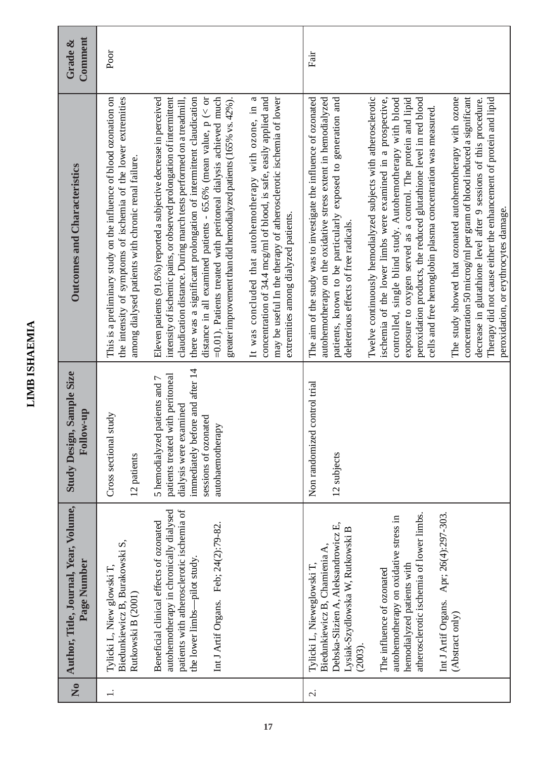# LIMB ISHAEMIA

| No | Author, Title, Journal, Year, Volume, Page Number | Study Design, Sample Size Follow-up | Outcomes and Characteristics | Grade & Comment |
|---|---|---|---|---|
| 1. | Tylicki L, Niew glowski T, Biedunkiewicz B, Burakowski S, Rutkowski B (2001)<br><br>Beneficial clinical effects of ozonated autohemotherapy in chronically dialysed patients with atherosclerotic ischemia of the lower limbs—pilot study.<br><br>Int J Artif Organs. Feb; 24(2):79-82. | Cross sectional study<br><br>12 patients<br><br>5 hemodialyzed patients and 7 patients treated with peritoneal dialysis were examined immediately before and after 14 sessions of ozonated autohaemotherapy | This is a preliminary study on the influence of blood ozonation on the intensity of symptoms of ischemia of the lower extremities among dialysed patients with chronic renal failure.<br><br>Eleven patients (91.6%) reported a subjective decrease in perceived intensity of ischemic pains, or observed prolongation of intermittent claudication distance. During march tests performed on a treadmill, there was a significant prolongation of intermittent claudication distance in all examined patients - 65.6% (mean value, p (< or =0.01). Patients treated with peritoneal dialysis achieved much greater improvement than did hemodialyzed patients (165% vs. 42%).<br><br>It was concluded that autohemotherapy with ozone, in a concentration of 34.4 mcg/ml of blood, is safe, easily applied and may be useful In the therapy of atherosclerotic ischemia of lower extremities among dialyzed patients. | Poor |
| 2. | Tylicki L, Nieweglowski T, Biedunkiewicz B, Chamienia A, Debska-Slizien A, Aleksandrowicz E, Lysiak-Szydlowska W, Rutkowski B (2003).<br><br>The influence of ozonated autohemotherapy on oxidative stress in hemodialyzed patients with atherosclerotic ischemia of lower limbs.<br><br>Int J Artif Organs. Apr; 26(4):297-303. (Abstract only) | Non randomized control trial<br><br>12 subjects | The aim of the study was to investigate the influence of ozonated autohemotherapy on the oxidative stress extent in hemodialyzed patients, known to be particularly exposed to generation and deleterious effects of free radicals.<br><br>Twelve continuously hemodialyzed subjects with atherosclerotic ischemia of the lower limbs were examined in a prospective, controlled, single blind study. Autohemotherapy with blood exposure to oxygen served as a control. The protein and lipid peroxidation products, the reduced glutathione level in red blood cells and free hemoglobin plasma concentration was measured.<br><br>The study showed that ozonated autohemotherapy with ozone concentration 50 microg/ml per gram of blood induced a significant decrease in glutathione level after 9 sessions of this procedure. Therapy did not cause either the enhancement of protein and lipid peroxidation, or erythrocytes damage. | Fair |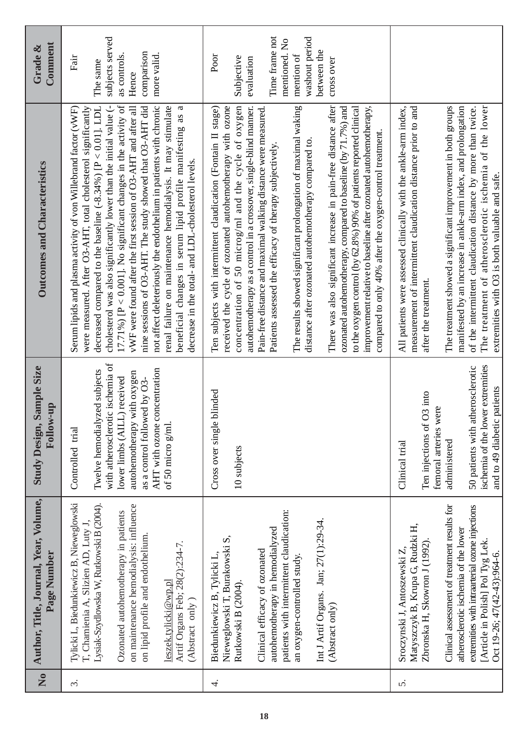| No | Author, Title, Journal, Year, Volume, Page Number | Study Design, Sample Size Follow-up | Outcomes and Characteristics | Grade & Comment |
|---|---|---|---|---|
| 3. | Tylicki L, Biedunkiewicz B, Nieweglowski T, Chamienia A, Slizien AD, Luty J, Lysiak-Szydlowska W, Rutkowski B (2004).<br><br>Ozonated autohemotherapy in patients on maintenance hemodialysis: influence on lipid profile and endothelium.<br><br>leszek.tylicki@wp.pl<br>Artif Organs Feb; 28(2):234-7.<br>(Abstract only) | Controlled trial<br><br>Twelve hemodialyzed subjects with atherosclerotic ischemia of lower limbs (AILL) received autohemotherapy with oxygen as a control followed by O3-AHT with ozone concentration of 50 micro g/ml. | Serum lipids and plasma activity of von Willebrand factor (vWF) were measured. After O3-AHT, total cholesterol significantly decreased compared to the baseline (-8.34%) [$P < 0.01$]. LDL cholesterol was also significantly lower than the initial value (-17.71%) [$P < 0.001$]. No significant changes in the activity of vWF were found after the first session of O3-AHT and after all nine sessions of O3-AHT. The study showed that O3-AHT did not affect deleteriously the endothelium in patients with chronic renal failure on maintenance hemodialysis. It may stimulate beneficial changes in serum lipid profile manifesting as a decrease in the total- and LDL-cholesterol levels. | Fair<br><br>The same subjects served as controls. Hence comparison more valid. |
| 4. | Biedunkiewicz B, Tylicki L, Nieweglowski T, Burakowski S, Rutkowski B (2004).<br><br>Clinical efficacy of ozonated autohemotherapy in hemodialyzed patients with intermittent claudication: an oxygen-controlled study.<br><br>Int J Artif Organs. Jan; 27(1):29-34.<br>(Abstract only) | Cross over single blinded<br><br>10 subjects | Ten subjects with intermittent claudication (Fontain II stage) received the cycle of ozonated autohemotherapy with ozone concentration of 50 microg/ml and the cycle of oxygen autohemotherapy as a control in a crossover, single-blind manner. Pain-free distance and maximal walking distance were measured. Patients assessed the efficacy of therapy subjectively.<br><br>The results showed significant prolongation of maximal waking distance after ozonated autohemotherapy compared to.<br><br>There was also significant increase in pain-free distance after ozonated autohemotherapy, compared to baseline (by 71.7%) and to the oxygen control (by 62.8%) 90% of patients reported clinical improvement relative to baseline after ozonated autohemotherapy, compared to only 40% after the oxygen-control treatment. | Poor<br><br>Subjective evaluation<br><br>Time frame not mentioned. No mention of washout period between the cross over |
| 5. | Sroczynski J, Antoszewski Z, Matyszczyk B, Krupa G, Rudzki H, Zbronska H, Skowron J (1992).<br><br>Clinical assessment of treatment results for atherosclerotic ischemia of the lower extremities with intraarterial ozone injections [Article in Polish] Pol Tyg Lek. Oct 19-26; 47(42-43):964-6. | Clinical trial<br><br>Ten injections of O3 into femoral arteries were administered<br><br>50 patients with atherosclerotic ischemia of the lower extremities and to 49 diabetic patients | All patients were assessed clinically with the ankle-arm index, measurement of intermittent claudication distance prior to and after the treatment.<br><br>The treatment showed a significant improvement in both groups manifested by an increase in ankle-arm index, and prolongation of the intermittent claudication distance by more than twice. The treatment of atherosclerotic ischemia of the lower extremities with O3 is both valuable and safe. | |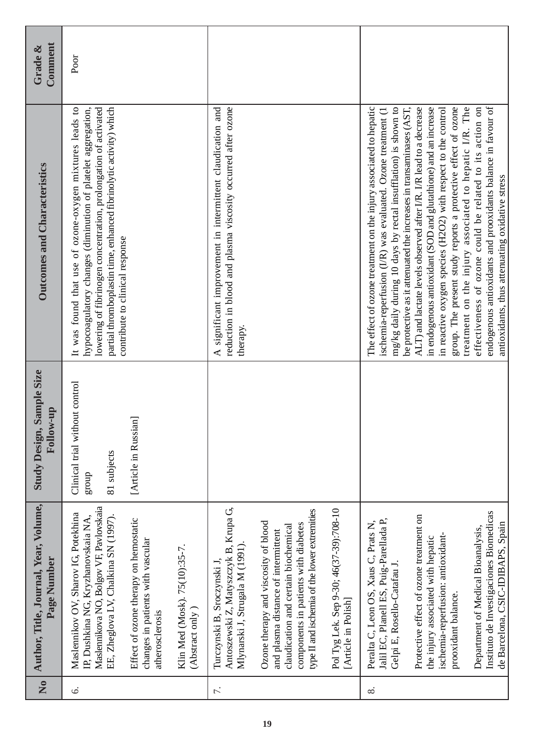| No | Author, Title, Journal, Year, Volume, Page Number | Study Design, Sample Size Follow-up | Outcomes and Characteristics | Grade & Comment |
|---|---|---|---|---|
| 6. | Maslennikov OV, Sharov IG, Potekhina IP, Dushkina NG, Kryzhanovskaia NA, Maslennikova NO, Bolgov VF, Pavlovskaia EE, Zheglova LV, Chalkina SN (1997). Effect of ozone therapy on hemostatic changes in patients with vascular atherosclerosis. Klin Med (Mosk). 75(10):35-7. (Abstract only) | Clinical trial without control group. 81 subjects. [Article in Russian] | It was found that use of ozone-oxygen mixtures leads to hypocoagulatory changes (diminution of platelet aggregation, lowering of fibrinogen concentration, prolongation of activated partial thromboplastin time, enhanced fibrinolytic activity) which contribute to clinical response | Poor |
| 7. | Turczynski B, Sroczynski J, Antoszewski Z, Matyszczyk B, Krupa G, Mlynarski J, Strugala M (1991). Ozone therapy and viscosity of blood and plasma distance of intermittent claudication and certain biochemical components in patients with diabetes type II and ischemia of the lower extremities. Pol Tyg Lek. Sep 9-30; 46(37-39):708-10 [Article in Polish] | | A significant improvement in intermittent claudication and reduction in blood and plasma viscosity occurred after ozone therapy. | |
| 8. | Peralta C, Leon OS, Xaus C, Prats N, Jalil EC, Planell ES, Puig-Parellada P, Gelpi E, Rosello-Catafau J. Protective effect of ozone treatment on the injury associated with hepatic ischemia-reperfusion: antioxidant-prooxidant balance. Department of Medical Bioanalysis, Instituto de Investigaciones Biomedicas de Barcelona, CSIC-IDIBAPS, Spain | | The effect of ozone treatment on the injury associated to hepatic ischemia-reperfusion (I/R) was evaluated. Ozone treatment (1 mg/kg daily during 10 days by rectal insufflation) is shown to be protective as it attenuated the increases in transaminases (AST, ALT) and lactate levels observed after I/R. I/R lead to a decrease in endogenous antioxidant (SOD and glutathione) and an increase in reactive oxygen species (H2O2) with respect to the control group. The present study reports a protective effect of ozone treatment on the injury associated to hepatic I/R. The effectiveness of ozone could be related to its action on endogenous antioxidants and prooxidants balance in favour of antioxidants, thus attenuating oxidative stress | |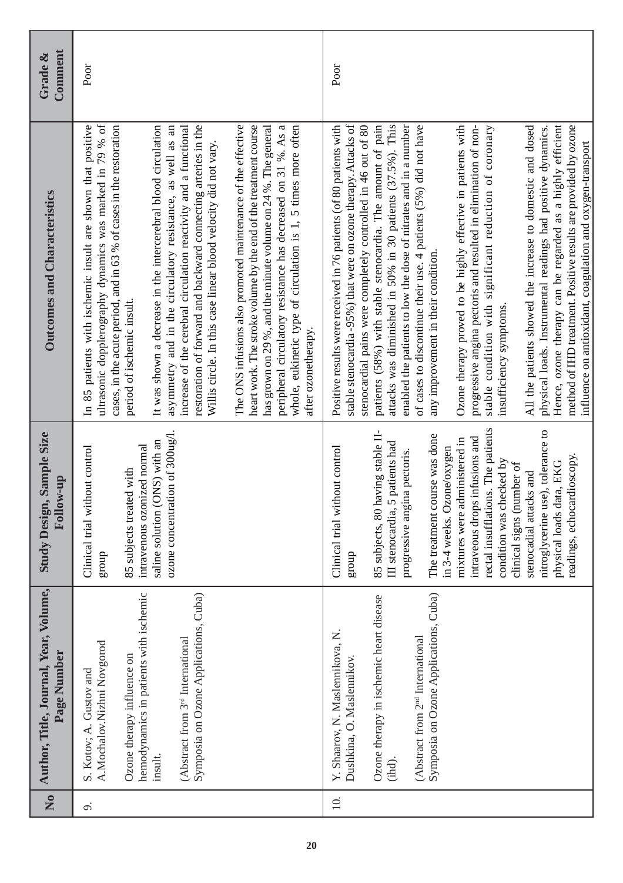| No | Author, Title, Journal, Year, Volume, Page Number | Study Design, Sample Size Follow-up | Outcomes and Characteristics | Grade & Comment |
|---|---|---|---|---|
| 9. | S. Kotov; A. Gustov and A.Mochalov.Nizhni Novgorod<br><br>Ozone therapy influence on hemodynamics in patients with ischemic insult.<br><br>(Abstract from 3rd International Symposia on Ozone Applications, Cuba) | Clinical trial without control group<br><br>85 subjects treated with intravenous ozonized normal saline solution (ONS) with an ozone concentration of 300ug/l. | In 85 patients with ischemic insult are shown that positive ultrasonic dopplerography dynamics was marked in 79 % of cases, in the acute period, and in 63 % of cases in the restoration period of ischemic insult.<br><br>It was shown a decrease in the intercerebral blood circulation asymmetry and in the circulatory resistance, as well as an increase of the cerebral circulation reactivity and a functional restoration of forward and backward connecting arteries in the Willis circle. In this case linear blood velocity did not vary.<br><br>The ONS infusions also promoted maintenance of the effective heart work. The stroke volume by the end of the treatment course has grown on 29 %, and the minute volume on 24 %. The general peripheral circulatory resistance has decreased on 31 %. As a whole, eukinetic type of circulation is 1, 5 times more often after ozonetherapy. | Poor |
| 10. | Y. Shaarov, N. Maslennikova, N. Dushkina, O. Maslennikov.<br><br>Ozone therapy in ischemic heart disease (ihd).<br><br>(Abstract from 2nd International Symposia on Ozone Applications, Cuba) | Clinical trial without control group<br><br>85 subjects, 80 having stable II-III stenocardia, 5 patients had progressive angina pectoris.<br><br>The treatment course was done in 3-4 weeks. Ozone/oxygen mixtures were administered in intraveous drops infusions and rectal insufflations. The patients condition was checked by clinical signs (number of stenocadial attacks and nitroglycerine use), tolerance to physical loads data, EKG readings, echocardioscopy. | Positive results were received in 76 patients (of 80 patients with stable stenocardia -95%) that were on ozone therapy. Attacks of stenocardial pains were completely controlled in 46 out of 80 patients (58%) with stable stenocardia. The amount of pain attacks was diminished in 50% in 30 patients (37.5%). This enabled the patients to low the dose of nitrates and in a number of cases to discontinue their use. 4 patients (5%) did not have any improvement in their condition.<br><br>Ozone therapy proved to be highly effective in patients with progressive angina pectoris and resulted in elimination of non-stable condition with significant reduction of coronary insufficiency symptoms.<br><br>All the patients showed the increase to domestic and dosed physical loads. Instrumental readings had positive dynamics. Hence, ozone therapy can be regarded as a highly efficient method of IHD treatment. Positive results are provided by ozone influence on antioxidant, coagulation and oxygen-transport | Poor |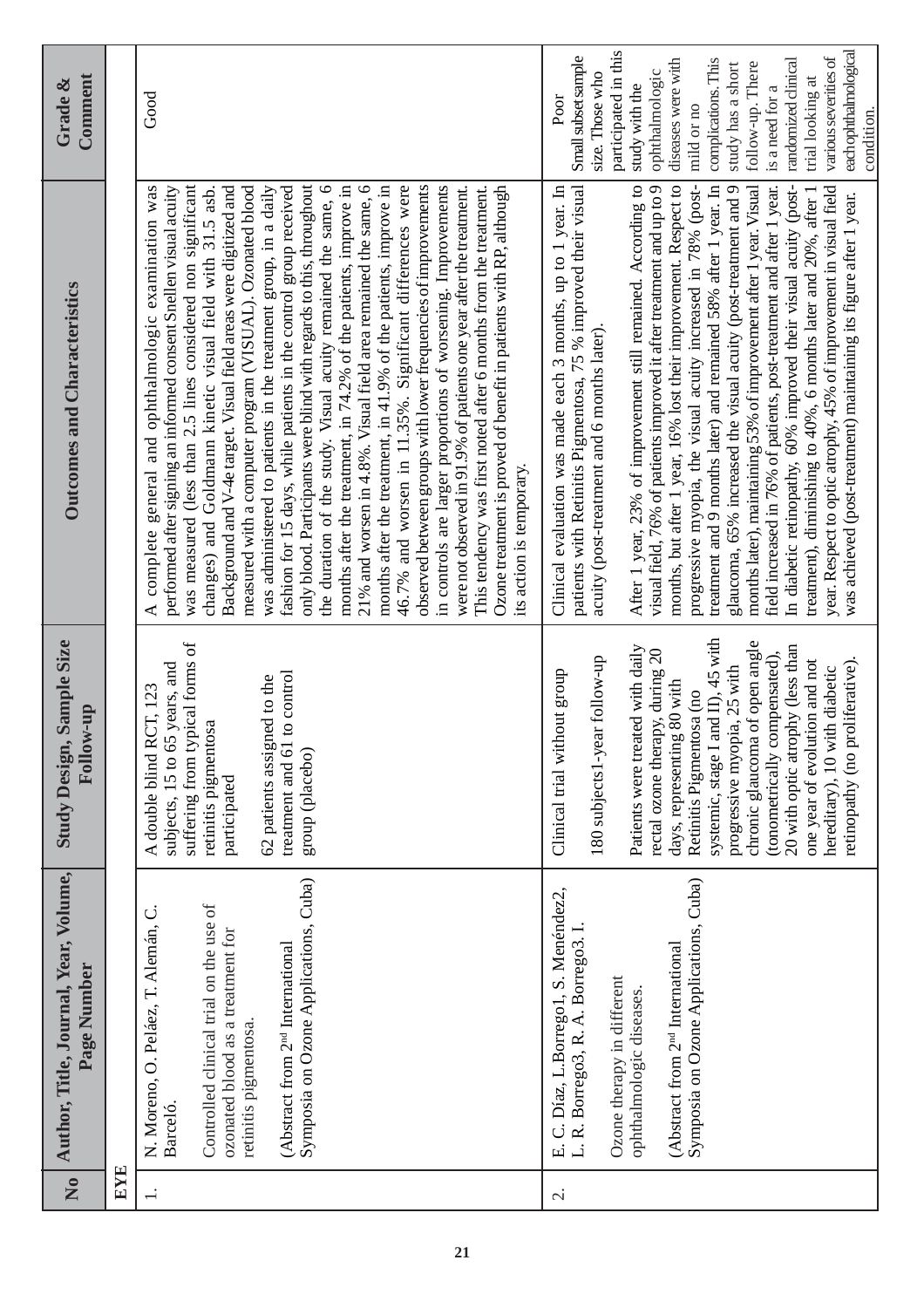| No | Author, Title, Journal, Year, Volume, Page Number | Study Design, Sample Size Follow-up | Outcomes and Characteristics | Grade & Comment |
|---|---|---|---|---|
| **EYE** | | | | |
| 1. | N. Moreno, O. Peláez, T. Alemán, C. Barceló.<br><br>Controlled clinical trial on the use of ozonated blood as a treatment for retinitis pigmentosa.<br><br>(Abstract from 2nd International Symposia on Ozone Applications, Cuba) | A double blind RCT, 123 subjects, 15 to 65 years, and suffering from typical forms of retinitis pigmentosa participated<br><br>62 patients assigned to the treatment and 61 to control group (placebo) | A complete general and ophthalmologic examination was performed after signing an informed consent Snellen visual acuity was measured (less than 2.5 lines considered non significant changes) and Goldmann kinetic visual field with 31.5 asb. Background and V-4e target. Visual field areas were digitized and measured with a computer program (VISUAL). Ozonated blood was administered to patients in the treatment group, in a daily fashion for 15 days, while patients in the control group received only blood. Participants were blind with regards to this, throughout the duration of the study. Visual acuity remained the same, 6 months after the treatment, in 74.2% of the patients, improve in 21% and worsen in 4.8%. Visual field area remained the same, 6 months after the treatment, in 41.9% of the patients, improve in 46.7% and worsen in 11.35%. Significant differences were observed between groups with lower frequencies of improvements in controls are larger proportions of worsening. Improvements were not observed in 91.9% of patients one year after the treatment. This tendency was first noted after 6 months from the treatment. Ozone treatment is proved of benefit in patients with RP, although its action is temporary. | Good |
| 2. | E. C. Díaz, L.Borrego1, S. Menéndez2, L. R. Borrego3, R. A. Borrego3. I.<br><br>Ozone therapy in different ophthalmologic diseases.<br><br>(Abstract from 2nd International Symposia on Ozone Applications, Cuba) | Clinical trial without group<br><br>180 subjects1-year follow-up<br><br>Patients were treated with daily rectal ozone therapy, during 20 days, representing 80 with Retinitis Pigmentosa (no systemic, stage I and II), 45 with progressive myopia, 25 with chronic glaucoma of open angle (tonometrically compensated), 20 with optic atrophy (less than one year of evolution and not hereditary), 10 with diabetic retinopathy (no proliferative). | Clinical evaluation was made each 3 months, up to 1 year. In patients with Retinitis Pigmentosa, 75 % improved their visual acuity (post-treatment and 6 months later).<br><br>After 1 year, 23% of improvement still remained. According to visual field, 76% of patients improved it after treatment and up to 9 months, but after 1 year, 16% lost their improvement. Respect to progressive myopia, the visual acuity increased in 78% (post-treatment and 9 months later) and remained 58% after 1 year. In glaucoma, 65% increased the visual acuity (post-treatment and 9 months later), maintaining 53% of improvement after 1 year. Visual field increased in 76% of patients, post-treatment and after 1 year. In diabetic retinopathy, 60% improved their visual acuity (post-treatment), diminishing to 40%, 6 months later and 20%, after 1 year. Respect to optic atrophy, 45% of improvement in visual field was achieved (post-treatment) maintaining its figure after 1 year. | Poor<br>Small subset sample size. Those who participated in this study with the ophthalmologic diseases were with mild or no complications. This study has a short follow-up. There is a need for a randomized clinical trial looking at various severities of each ophthalmological condition. |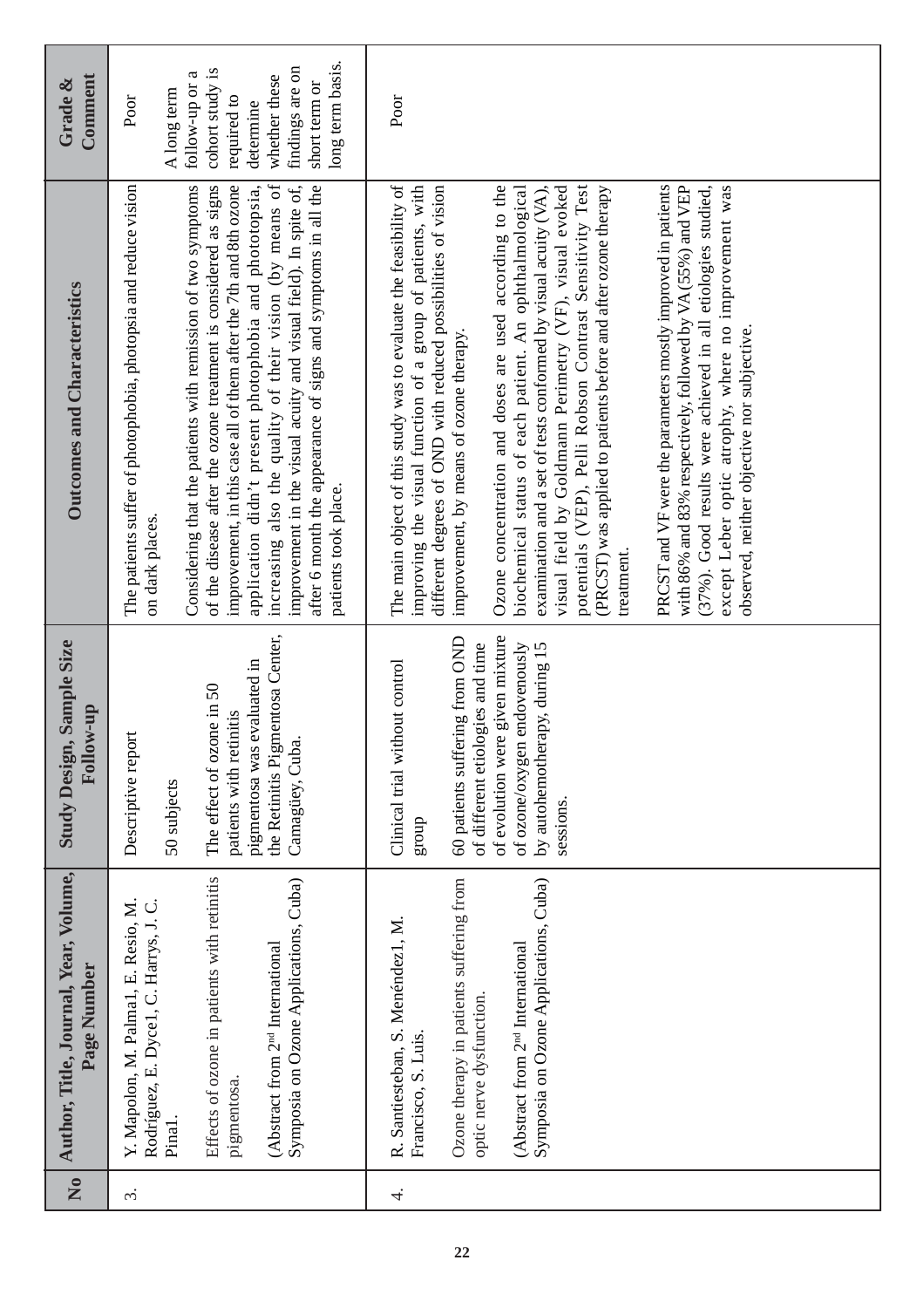| No | Author, Title, Journal, Year, Volume, Page Number | Study Design, Sample Size Follow-up | Outcomes and Characteristics | Grade & Comment |
|---|---|---|---|---|
| 3. | Y. Mapolon, M. Palma1, E. Resio, M. Rodríguez, E. Dyce1, C. Harrys, J. C. Pina1.<br><br>Effects of ozone in patients with retinitis pigmentosa.<br><br>(Abstract from 2nd International Symposia on Ozone Applications, Cuba) | Descriptive report<br><br>50 subjects<br><br>The effect of ozone in 50 patients with retinitis pigmentosa was evaluated in the Retinitis Pigmentosa Center, Camagüey, Cuba. | The patients suffer of photophobia, photopsia and reduce vision on dark places.<br><br>Considering that the patients with remission of two symptoms of the disease after the ozone treatment is considered as signs improvement, in this case all of them after the 7th and 8th ozone application didn't present photophobia and photopsia, increasing also the quality of their vision (by means of improvement in the visual acuity and visual field). In spite of, after 6 month the appearance of signs and symptoms in all the patients took place. | Poor<br><br>A long term follow-up or a cohort study is required to determine whether these findings are on short term or long term basis. |
| 4. | R. Santiesteban, S. Menéndez1, M. Francisco, S. Luis.<br><br>Ozone therapy in patients suffering from optic nerve dysfunction.<br><br>(Abstract from 2nd International Symposia on Ozone Applications, Cuba) | Clinical trial without control group<br><br>60 patients suffering from OND of different etiologies and time of evolution were given mixture of ozone/oxygen endovenously by autohemotherapy, during 15 sessions. | The main object of this study was to evaluate the feasibility of improving the visual function of a group of patients, with different degrees of OND with reduced possibilities of vision improvement, by means of ozone therapy.<br><br>Ozone concentration and doses are used according to the biochemical status of each patient. An ophthalmological examination and a set of tests conformed by visual acuity (VA), visual field by Goldmann Perimetry (VF), visual evoked potentials (VEP), Pelli Robson Contrast Sensitivity Test (PRCST) was applied to patients before and after ozone therapy treatment.<br><br>PRCST and VF were the parameters mostly improved in patients with 86% and 83% respectively, followed by VA (55%) and VEP (37%). Good results were achieved in all etiologies studied, except Leber optic atrophy, where no improvement was observed, neither objective nor subjective. | Poor |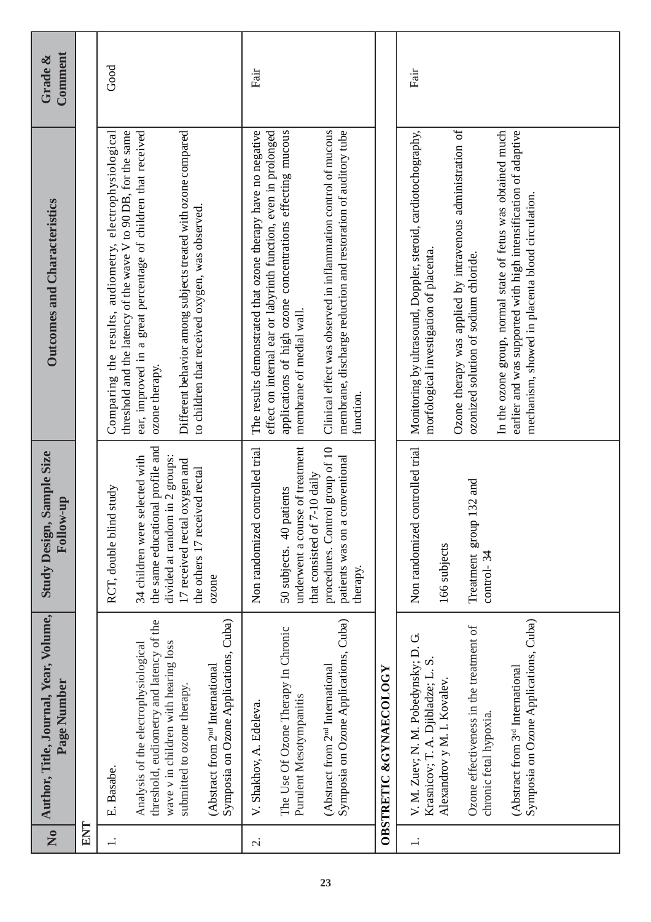| No | Author, Title, Journal, Year, Volume, Page Number | Study Design, Sample Size Follow-up | Outcomes and Characteristics | Grade & Comment |
|---|---|---|---|---|
| **ENT** | | | | |
| 1. | E. Basabe. Analysis of the electrophysiological threshold, audiometry and latency of the wave v in children with hearing loss submitted to ozone therapy. (Abstract from 2[nd] International Symposia on Ozone Applications, Cuba) | RCT, double blind study. 34 children were selected with the same educational profile and divided at random in 2 groups: 17 received rectal oxygen and the others 17 received rectal ozone | Comparing the results, audiometry, electrophysiological threshold and the latency of the wave V to 90 DB, for the same ear, improved in a great percentage of children that received ozone therapy. Different behavior among subjects treated with ozone compared to children that received oxygen, was observed. | Good |
| 2. | V. Shakhov, A. Edeleva. The Use Of Ozone Therapy In Chronic Purulent Mesotympanitis (Abstract from 2[nd] International Symposia on Ozone Applications, Cuba) | Non randomized controlled trial. 50 subjects. 40 patients underwent a course of treatment that consisted of 7-10 daily procedures. Control group of 10 patients was on a conventional therapy. | The results demonstrated that ozone therapy have no negative effect on internal ear or labyrinth function, even in prolonged applications of high ozone concentrations effecting mucous membrane of medial wall. Clinical effect was observed in inflammation control of mucous membrane, discharge reduction and restoration of auditory tube function. | Fair |
| **OBSTRETIC &GYNAECOLOGY** | | | | |
| 1. | V. M. Zuev; N. M. Pobedynsky; D. G. Krasnicov; T. A. Djibladze; L. S. Alexandrov y M. I. Kovalev. Ozone effectiveness in the treatment of chronic fetal hypoxia. (Abstract from 3[rd] International Symposia on Ozone Applications, Cuba) | Non randomized controlled trial. 166 subjects. Treatment group 132 and control- 34 | Monitoring by ultrasound, Doppler, steroid, cardiotochography, morfological investigation of placenta. Ozone therapy was applied by intravenous administration of ozonized solution of sodium chloride. In the ozone group, normal state of fetus was obtained much earlier and was supported with high intensification of adaptive mechanism, showed in placenta blood circulation. | Fair |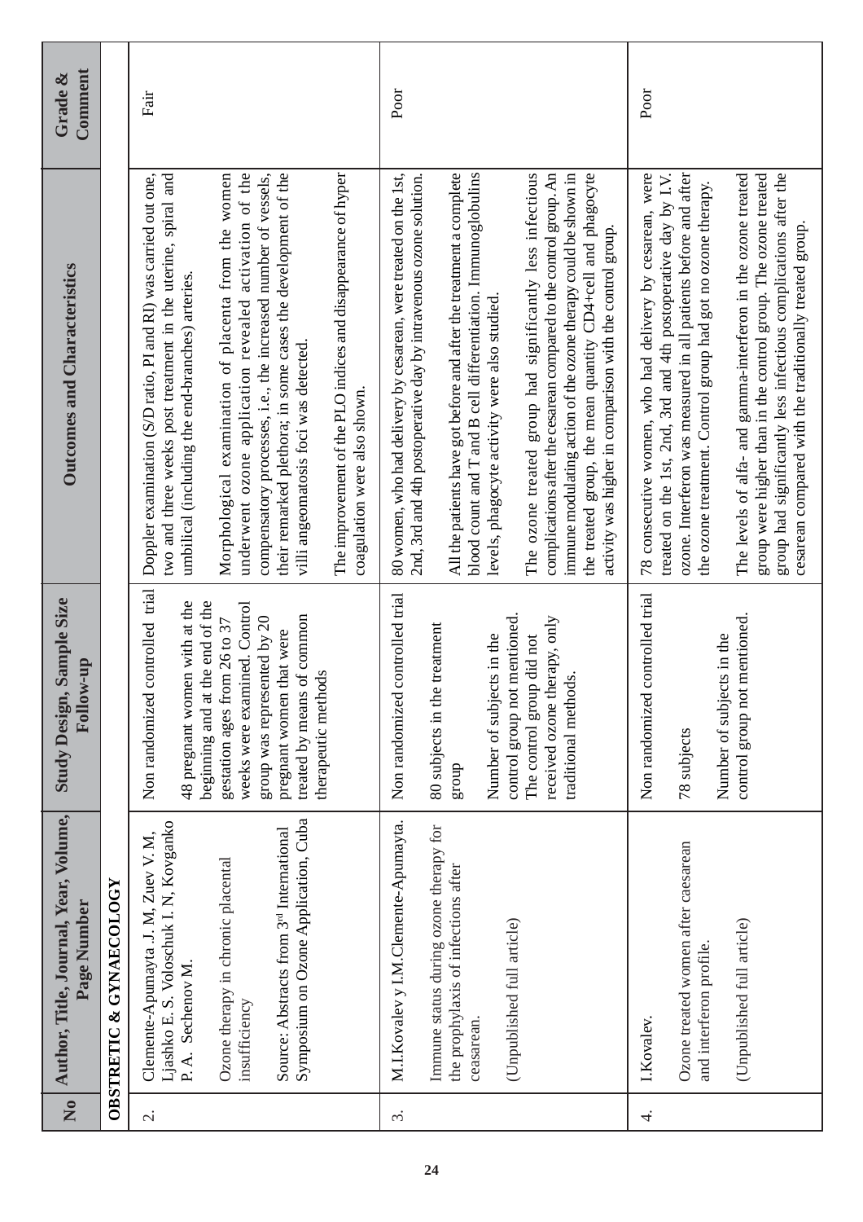| No | Author, Title, Journal, Year, Volume, Page Number | Study Design, Sample Size Follow-up | Outcomes and Characteristics | Grade & Comment |
|---|---|---|---|---|
| | **OBSTRETIC & GYNAECOLOGY** | | | |
| 2. | Clemente-Apumayta J. M, Zuev V. M, Ljashko E. S. Voloschuk I. N, Kovganko P. A. Sechenov M.<br><br>Ozone therapy in chronic placental insufficiency<br><br>Source: Abstracts from 3rd International Symposium on Ozone Application, Cuba | Non randomized controlled trial<br><br>48 pregnant women with at the beginning and at the end of the gestation ages from 26 to 37 weeks were examined. Control group was represented by 20 pregnant women that were treated by means of common therapeutic methods | Doppler examination (S/D ratio, PI and RI) was carried out one, two and three weeks post treatment in the uterine, spiral and umbilical (including the end-branches) arteries.<br><br>Morphological examination of placenta from the women underwent ozone application revealed activation of the compensatory processes, i.e., the increased number of vessels, their remarked plethora; in some cases the development of the villi angeomatosis foci was detected.<br><br>The improvement of the PLO indices and disappearance of hyper coagulation were also shown. | Fair |
| 3. | M.I.Kovalev y I.M.Clemente-Apumayta.<br><br>Immune status during ozone therapy for the prophylaxis of infections after ceasarean.<br><br>(Unpublished full article) | Non randomized controlled trial<br><br>80 subjects in the treatment group<br><br>Number of subjects in the control group not mentioned. The control group did not received ozone therapy, only traditional methods. | 80 women, who had delivery by cesarean, were treated on the 1st, 2nd, 3rd and 4th postoperative day by intravenous ozone solution.<br><br>All the patients have got before and after the treatment a complete blood count and T and B cell differentiation. Immunoglobulins levels, phagocyte activity were also studied.<br><br>The ozone treated group had significantly less infectious complications after the cesarean compared to the control group. An immune modulating action of the ozone therapy could be shown in the treated group, the mean quantity CD4+cell and phagocyte activity was higher in comparison with the control group. | Poor |
| 4. | I.Kovalev.<br><br>Ozone treated women after caesarean and interferon profile.<br><br>(Unpublished full article) | Non randomized controlled trial<br><br>78 subjects<br><br>Number of subjects in the control group not mentioned. | 78 consecutive women, who had delivery by cesarean, were treated on the 1st, 2nd, 3rd and 4th postoperative day by I.V. ozone. Interferon was measured in all patients before and after the ozone treatment. Control group had got no ozone therapy.<br><br>The levels of alfa- and gamma-interferon in the ozone treated group were higher than in the control group. The ozone treated group had significantly less infectious complications after the cesarean compared with the traditionally treated group. | Poor |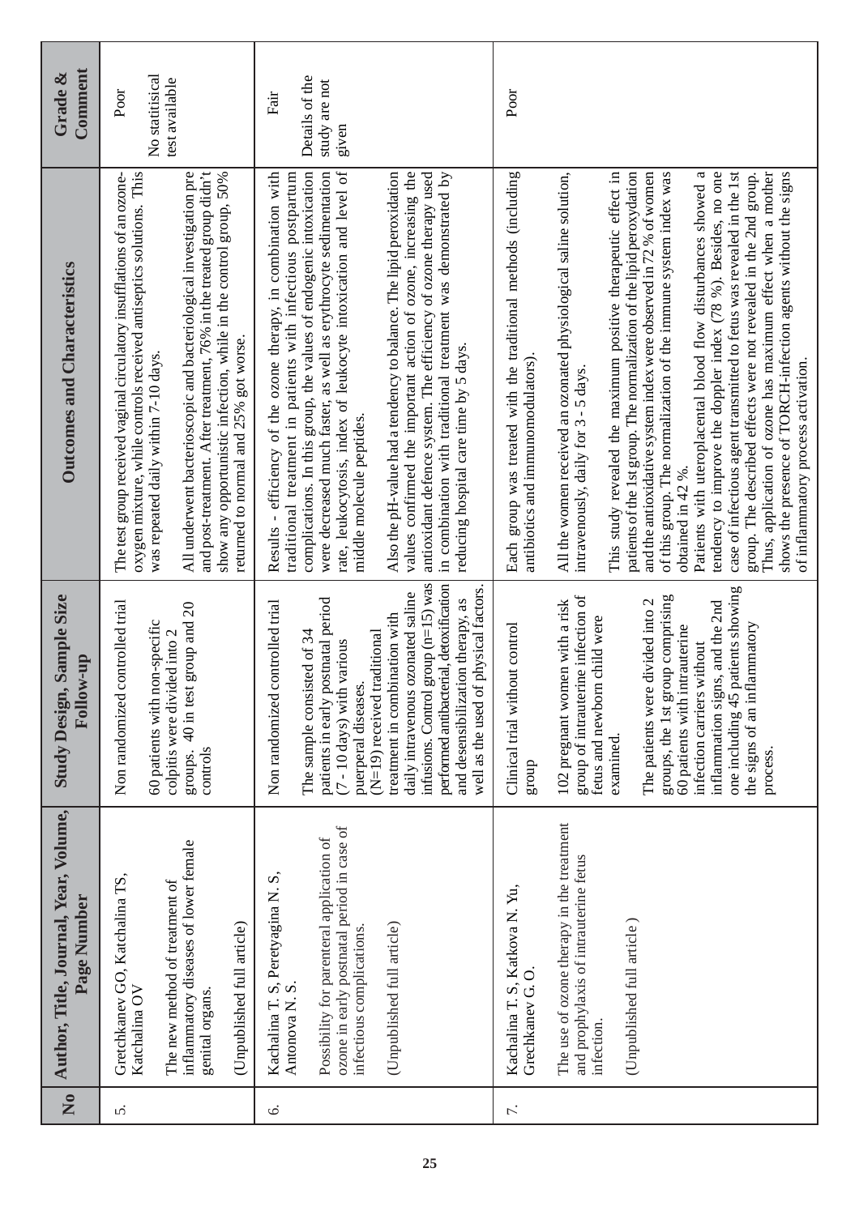| No | Author, Title, Journal, Year, Volume, Page Number | Study Design, Sample Size Follow-up | Outcomes and Characteristics | Grade & Comment |
|---|---|---|---|---|
| 5. | Gretchkanev GO, Katchalina TS, Katchalina OV<br><br>The new method of treatment of inflammatory diseases of lower female genital organs.<br><br>(Unpublished full article) | Non randomized controlled trial<br><br>60 patients with non-specific colpitis were divided into 2 groups. 40 in test group and 20 controls | The test group received vaginal circulatory insufflations of an ozone-oxygen mixture, while controls received antiseptics solutions. This was repeated daily within 7-10 days.<br><br>All underwent bacterioscopic and bacteriological investigation pre and post-treatment. After treatment, 76% in the treated group didn't show any opportunistic infection, while in the control group, 50% returned to normal and 25% got worse. | Poor<br><br>No statitisical test available |
| 6. | Kachalina T. S, Peretyagina N. S, Antonova N. S.<br><br>Possibility for parenteral application of ozone in early postnatal period in case of infectious complications.<br><br>(Unpublished full article) | Non randomized controlled trial<br><br>The sample consisted of 34 patients in early postnatal period (7 - 10 days) with various puerperal diseases.<br>(N=19) received traditional treatment in combination with daily intravenous ozonated saline infusions. Control group (n=15) was performed antibacterial, detoxification and desensibilization therapy, as well as the used of physical factors. | Results - efficiency of the ozone therapy, in combination with traditional treatment in patients with infectious postpartum complications. In this group, the values of endogenic intoxication were decreased much faster, as well as erythrocyte sedimentation rate, leukocytosis, index of leukocyte intoxication and level of middle molecule peptides.<br><br>Also the pH-value had a tendency to balance. The lipid peroxidation values confirmed the important action of ozone, increasing the antioxidant defence system. The efficiency of ozone therapy used in combination with traditional treatment was demonstrated by reducing hospital care time by 5 days. | Fair<br><br>Details of the study are not given |
| 7. | Kachalina T. S, Katkova N. Yu, Grechkanev G. O.<br><br>The use of ozone therapy in the treatment and prophylaxis of intrauterine fetus infection.<br><br>(Unpublished full article ) | Clinical trial without control group<br><br>102 pregnant women with a risk group of intrauterine infection of fetus and newborn child were examined.<br><br>The patients were divided into 2 groups, the 1st group comprising 60 patients with intrauterine infection carriers without inflammation signs, and the 2nd one including 45 patients showing the signs of an inflammatory process. | Each group was treated with the traditional methods (including antibiotics and immunomodulators).<br><br>All the women received an ozonated physiological saline solution, intravenously, daily for 3 - 5 days.<br><br>This study revealed the maximum positive therapeutic effect in patients of the 1st group. The normalization of the lipid peroxydation and the antioxidative system index were observed in 72 % of women of this group. The normalization of the immune system index was obtained in 42 %.<br>Patients with uteroplacental blood flow disturbances showed a tendency to improve the doppler index (78 %). Besides, no one case of infectious agent transmitted to fetus was revealed in the 1st group. The described effects were not revealed in the 2nd group.<br>Thus, application of ozone has maximum effect when a mother shows the presence of TORCH-infection agents without the signs of inflammatory process activation. | Poor |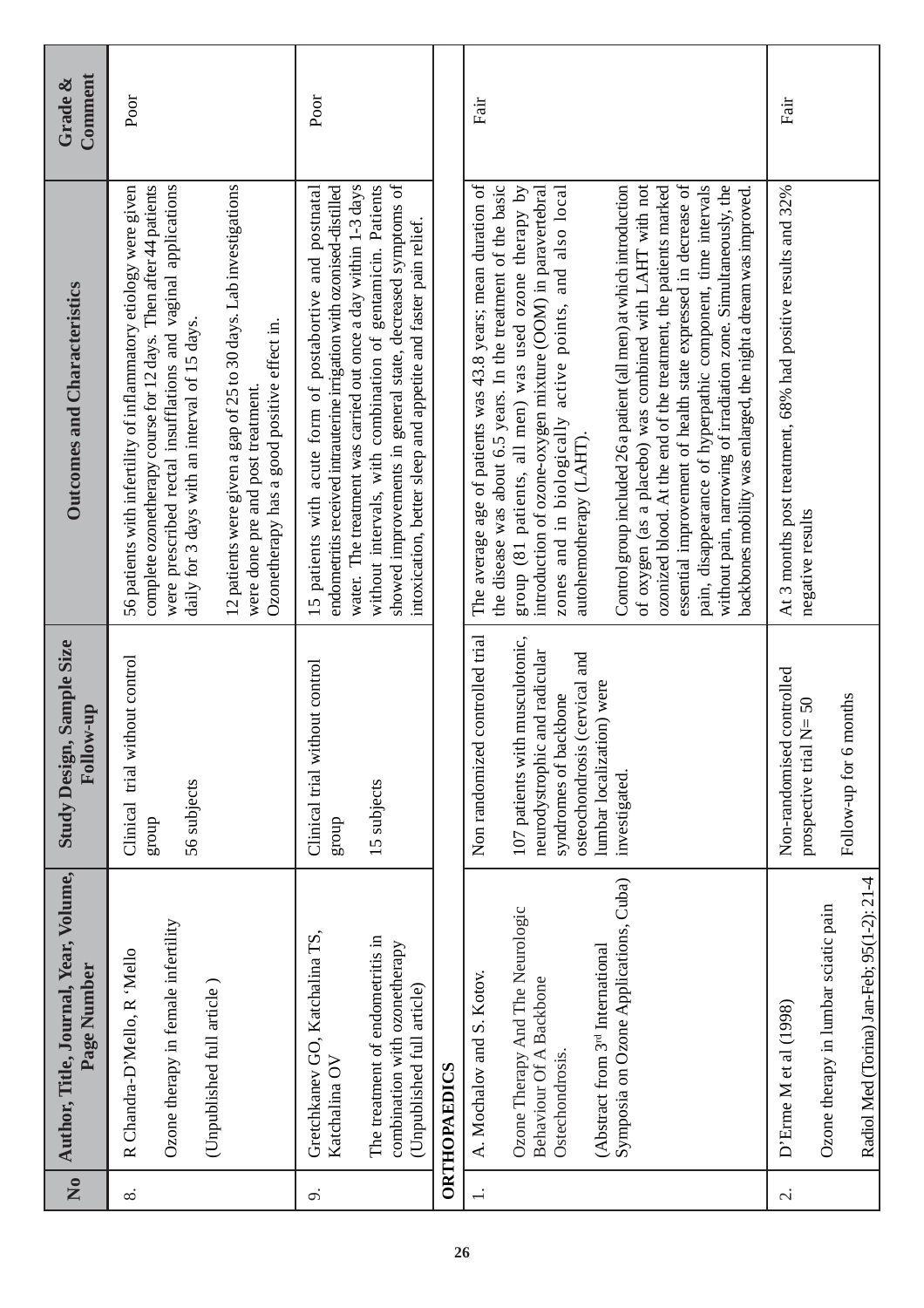| No | Author, Title, Journal, Year, Volume, Page Number | Study Design, Sample Size Follow-up | Outcomes and Characteristics | Grade & Comment |
|---|---|---|---|---|
| 8. | R Chandra-D'Mello, R 'Mello<br><br>Ozone therapy in female infertility<br><br>(Unpublished full article ) | Clinical trial without control group<br><br>56 subjects | 56 patients with infertility of inflammatory etiology were given complete ozonetherapy course for 12 days. Then after 44 patients were prescribed rectal insufflations and vaginal applications daily for 3 days with an interval of 15 days.<br><br>12 patients were given a gap of 25 to 30 days. Lab investigations were done pre and post treatment.<br>Ozonetherapy has a good positive effect in. | Poor |
| 9. | Gretchkanev GO, Katchalina TS, Katchalina OV<br><br>The treatment of endometritis in combination with ozonetherapy (Unpublished full article) | Clinical trial without control group<br><br>15 subjects | 15 patients with acute form of postabortive and postnatal endometritis received intrauterine irrigation with ozonised-distilled water. The treatment was carried out once a day within 1-3 days without intervals, with combination of gentamicin. Patients showed improvements in general state, decreased symptoms of intoxication, better sleep and appetite and faster pain relief. | Poor |
| **ORTHOPAEDICS** | | | | |
| 1. | A. Mochalov and S. Kotov.<br><br>Ozone Therapy And The Neurologic Behaviour Of A Backbone Ostechondrosis.<br><br>(Abstract from 3[rd] International Symposia on Ozone Applications, Cuba) | Non randomized controlled trial<br><br>107 patients with musculotonic, neurodystrophic and radicular syndromes of backbone osteochondrosis (cervical and lumbar localization) were investigated. | The average age of patients was 43.8 years; mean duration of the disease was about 6.5 years. In the treatment of the basic group (81 patients, all men) was used ozone therapy by introduction of ozone-oxygen mixture (OOM) in paravertebral zones and in biologically active points, and also local autohemotherapy (LAHT).<br><br>Control group included 26 a patient (all men) at which introduction of oxygen (as a placebo) was combined with LAHT with not ozonized blood. At the end of the treatment, the patients marked essential improvement of health state expressed in decrease of pain, disappearance of hyperpathic component, time intervals without pain, narrowing of irradiation zone. Simultaneously, the backbones mobility was enlarged, the night a dream was improved. | Fair |
| 2. | D'Erme M et al (1998)<br><br>Ozone therapy in lumbar sciatic pain<br><br>Radiol Med (Torina) Jan-Feb; 95(1-2): 21-4 | Non-randomised controlled prospective trial N= 50<br><br>Follow-up for 6 months | At 3 months post treatment, 68% had positive results and 32% negative results | Fair |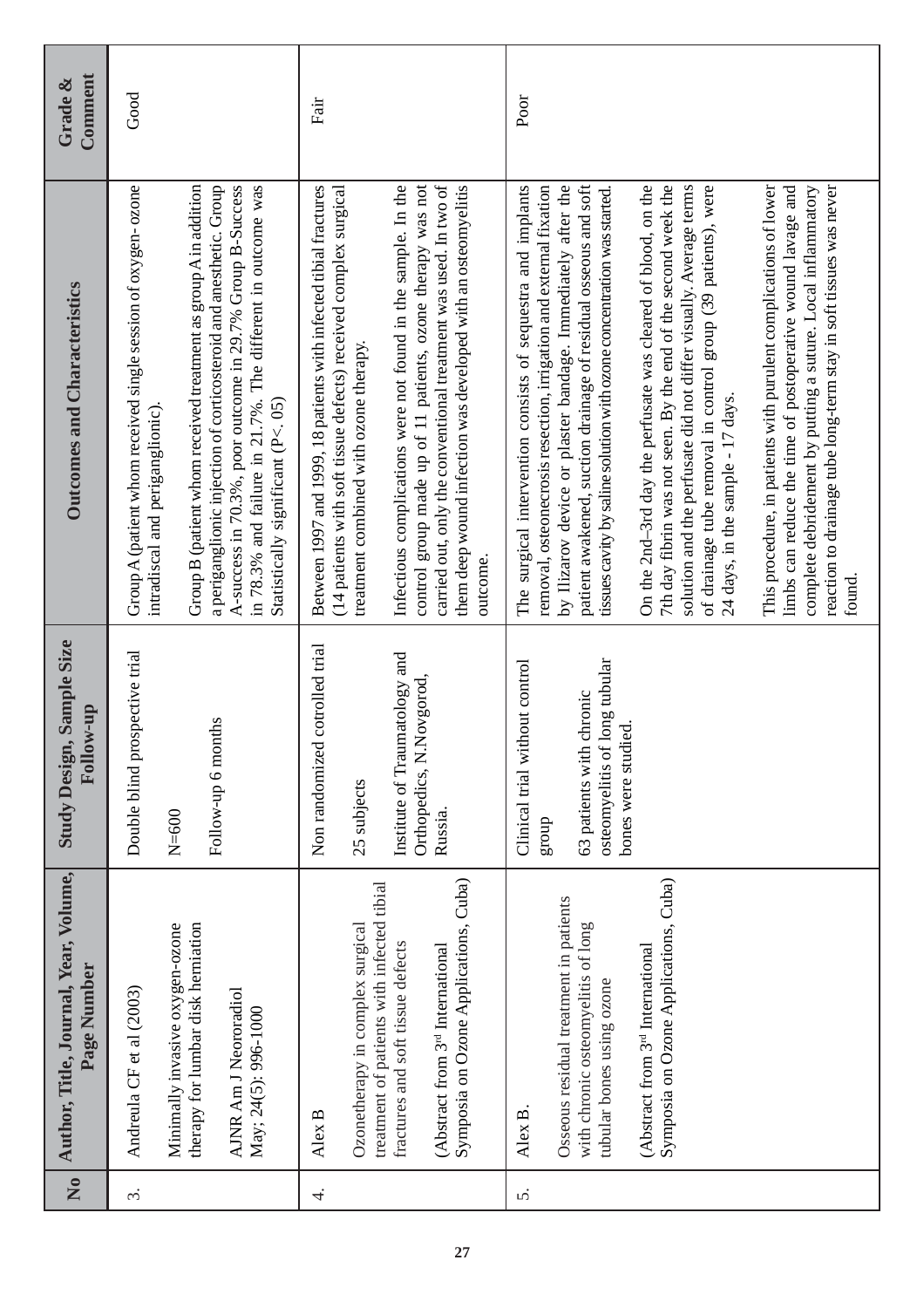| No | Author, Title, Journal, Year, Volume, Page Number | Study Design, Sample Size Follow-up | Outcomes and Characteristics | Grade & Comment |
|---|---|---|---|---|
| 3. | Andreula CF et al (2003)<br><br>Minimally invasive oxygen-ozone therapy for lumbar disk herniation<br><br>AJNR Am J Neororadiol May; 24(5): 996-1000 | Double blind prospective trial<br><br>N=600<br><br>Follow-up 6 months | Group A (patient whom received single session of oxygen- ozone intradiscal and periganglionic).<br><br>Group B (patient whom received treatment as group A in addition a periganglionic injection of corticosteroid and anesthetic. Group A-success in 70.3%, poor outcome in 29.7% Group B-Success in 78.3% and failure in 21.7%. The different in outcome was Statistically significant (P<. 05) | Good |
| 4. | Alex B<br><br>Ozonetherapy in complex surgical treatment of patients with infected tibial fractures and soft tissue defects<br><br>(Abstract from 3rd International Symposia on Ozone Applications, Cuba) | Non randomized cotrolled trial<br><br>25 subjects<br><br>Institute of Traumatology and Orthopedics, N.Novgorod, Russia. | Between 1997 and 1999, 18 patients with infected tibial fractures (14 patients with soft tissue defects) received complex surgical treatment combined with ozone therapy.<br><br>Infectious complications were not found in the sample. In the control group made up of 11 patients, ozone therapy was not carried out, only the conventional treatment was used. In two of them deep wound infection was developed with an osteomyelitis outcome. | Fair |
| 5. | Alex B.<br><br>Osseous residual treatment in patients with chronic osteomyelitis of long tubular bones using ozone<br><br>(Abstract from 3rd International Symposia on Ozone Applications, Cuba) | Clinical trial without control group<br><br>63 patients with chronic osteomyelitis of long tubular bones were studied. | The surgical intervention consists of sequestra and implants removal, osteonecrosis resection, irrigation and external fixation by Ilizarov device or plaster bandage. Immediately after the patient awakened, suction drainage of residual osseous and soft tissues cavity by saline solution with ozone concentration was started.<br><br>On the 2nd–3rd day the perfusate was cleared of blood, on the 7th day fibrin was not seen. By the end of the second week the solution and the perfusate did not differ visually. Average terms of drainage tube removal in control group (39 patients), were 24 days, in the sample - 17 days.<br><br>This procedure, in patients with purulent complications of lower limbs can reduce the time of postoperative wound lavage and complete debridement by putting a suture. Local inflammatory reaction to drainage tube long-term stay in soft tissues was never found. | Poor |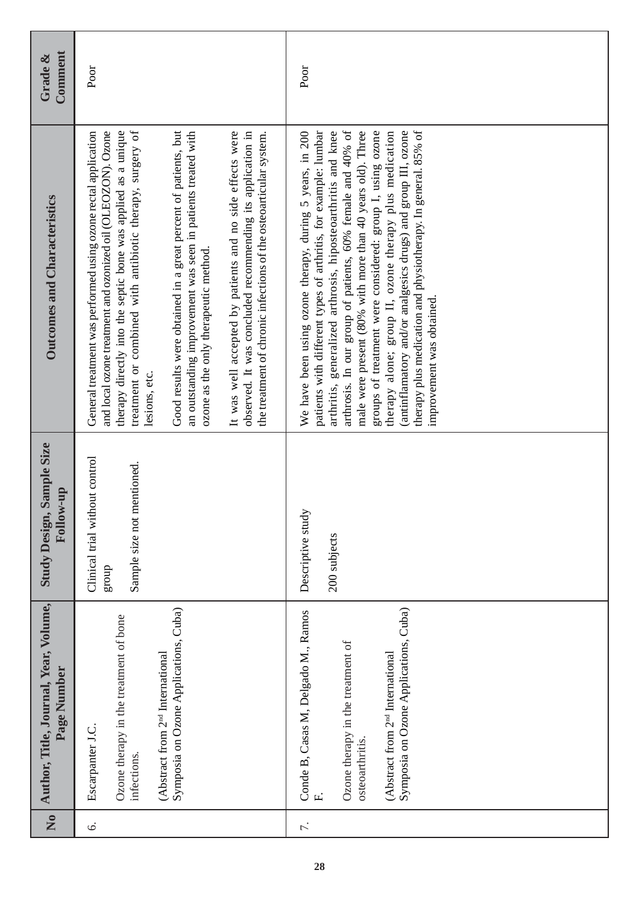| No | Author, Title, Journal, Year, Volume, Page Number | Study Design, Sample Size Follow-up | Outcomes and Characteristics | Grade & Comment |
|---|---|---|---|---|
| 6. | Escarpanter J.C.<br><br>Ozone therapy in the treatment of bone infections.<br><br>(Abstract from 2nd International Symposia on Ozone Applications, Cuba) | Clinical trial without control group<br><br>Sample size not mentioned. | General treatment was performed using ozone rectal application and local ozone treatment and ozonized oil (OLEOZON). Ozone therapy directly into the septic bone was applied as a unique treatment or combined with antibiotic therapy, surgery of lesions, etc.<br><br>Good results were obtained in a great percent of patients, but an outstanding improvement was seen in patients treated with ozone as the only therapeutic method.<br><br>It was well accepted by patients and no side effects were observed. It was concluded recommending its application in the treatment of chronic infections of the osteoarticular system. | Poor |
| 7. | Conde B, Casas M, Delgado M., Ramos F.<br><br>Ozone therapy in the treatment of osteoarthritis.<br><br>(Abstract from 2nd International Symposia on Ozone Applications, Cuba) | Descriptive study<br><br>200 subjects | We have been using ozone therapy, during 5 years, in 200 patients with different types of arthritis, for example: lumbar arthritis, generalized arthrosis, hiposteoarthritis and knee arthrosis. In our group of patients, 60% female and 40% of male were present (80% with more than 40 years old). Three groups of treatment were considered: group I, using ozone therapy alone; group II, ozone therapy plus medication (antinflamatory and/or analgesics drugs) and group III, ozone therapy plus medication and physiotherapy. In general. 85% of improvement was obtained. | Poor |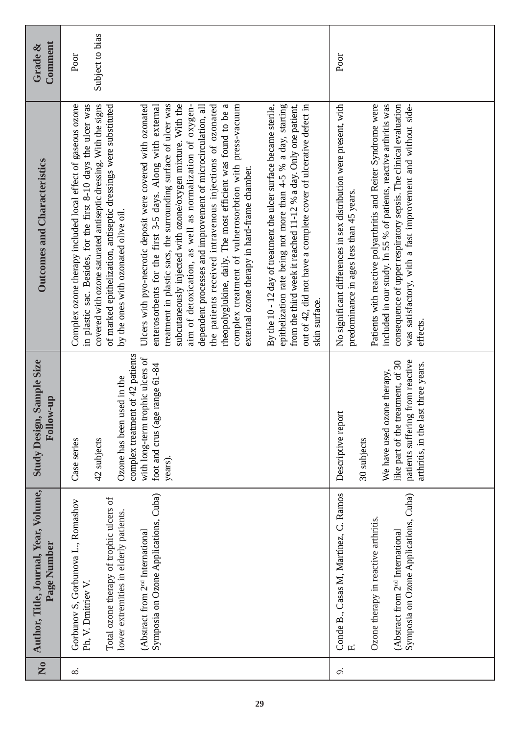| No | Author, Title, Journal, Year, Volume, Page Number | Study Design, Sample Size Follow-up | Outcomes and Characteristics | Grade & Comment |
|---|---|---|---|---|
| 8. | Gorbunov S, Gorbunova L., Romashov Ph, V. Dmitriev V.<br><br>Total ozone therapy of trophic ulcers of lower extremities in elderly patients.<br><br>(Abstract from 2nd International Symposia on Ozone Applications, Cuba) | Case series<br><br>42 subjects<br><br>Ozone has been used in the complex treatment of 42 patients with long-term trophic ulcers of foot and crus (age range 61-84 years). | Complex ozone therapy included local effect of gaseous ozone in plastic sac. Besides, for the first 8-10 days the ulcer was covered with ozone saturated antiseptic dressing. With the signs of marked epithelization, antiseptic dressings were substituted by the ones with ozonated olive oil.<br><br>Ulcers with pyo-necrotic deposit were covered with ozonated enterosorbents for the first 3-5 days. Along with external treatment in plastic sacs, the surrounding surface of ulcer was subcutaneously injected with ozone/oxygen mixture. With the aim of detoxication, as well as normalization of oxygen-dependent processes and improvement of microcirculation, all the patients received intravenous injections of ozonated rheopolyglukine, daily. The most efficient was found to be a complex treatment of vulnerosorbtion with press-vacuum external ozone therapy in hard-frame chamber.<br><br>By the 10 - 12 day of treatment the ulcer surface became sterile, epithelization rate being not more than 4-5 % a day, starting from the third week it reached 11-12 % a day. Only one patient, out of 42, did not have a complete cover of ulcerative defect in skin surface. | Poor<br><br>Subject to bias |
| 9. | Conde B., Casas M, Martínez, C. Ramos F.<br><br>Ozone therapy in reactive arthritis.<br><br>(Abstract from 2nd International Symposia on Ozone Applications, Cuba) | Descriptive report<br><br>30 subjects<br><br>We have used ozone therapy, like part of the treatment, of 30 patients suffering from reactive arthritis, in the last three years. | No significant differences in sex distribution were present, with predominance in ages less than 45 years.<br><br>Patients with reactive polyarthritis and Reiter Syndrome were included in our study. In 55 % of patients, reactive arthritis was consequence of upper respiratory sepsis. The clinical evaluation was satisfactory, with a fast improvement and without side-effects. | Poor |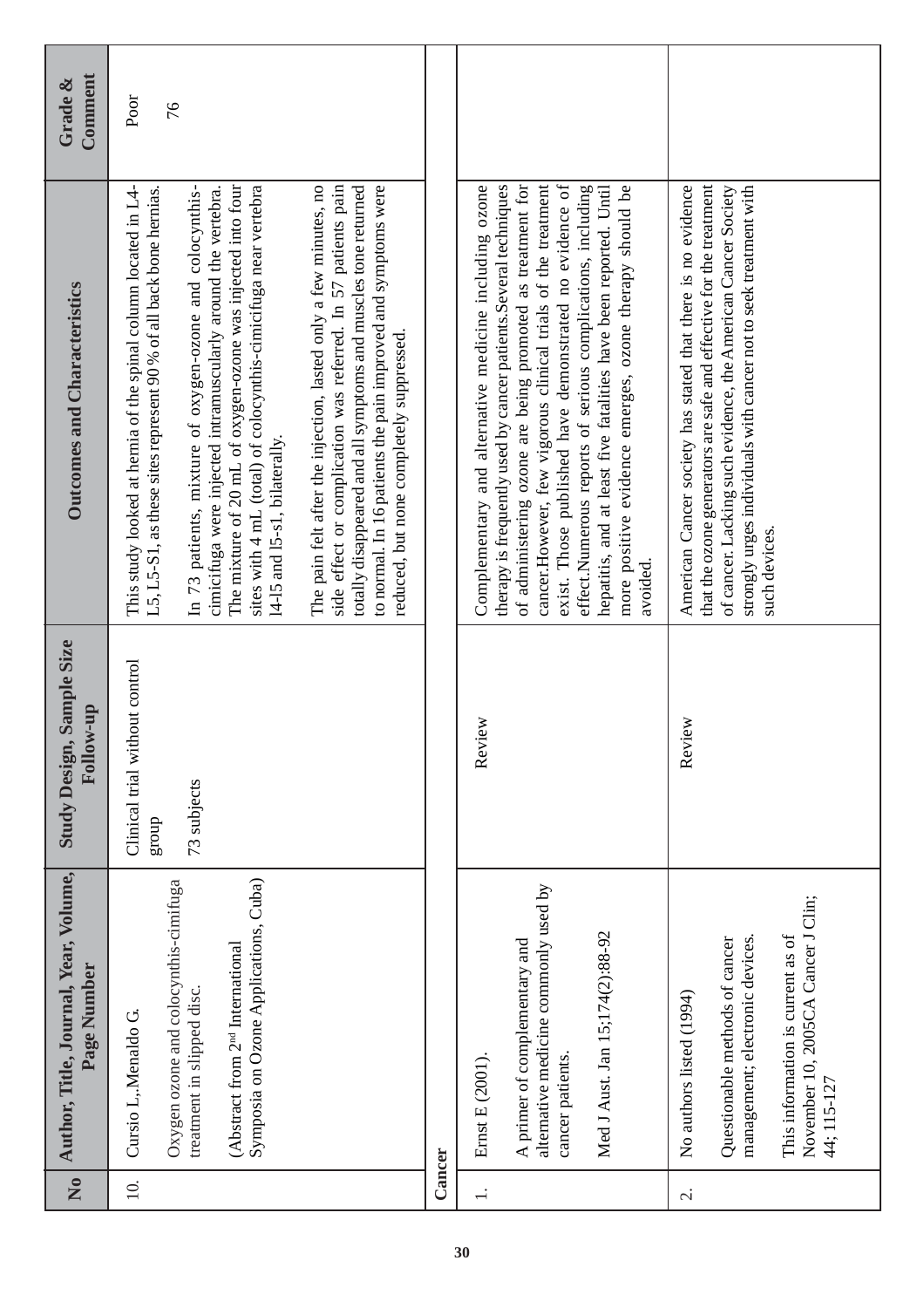| No | Author, Title, Journal, Year, Volume, Page Number | Study Design, Sample Size Follow-up | Outcomes and Characteristics | Grade & Comment |
|---|---|---|---|---|
| 10. | Cursio L.,.Menaldo G.<br><br>Oxygen ozone and colocynthis-cimifuga treatment in slipped disc.<br><br>(Abstract from 2nd International Symposia on Ozone Applications, Cuba) | Clinical trial without control group<br><br>73 subjects | This study looked at hernia of the spinal column located in L4-L5, L5-S1, as these sites represent 90 % of all back bone hernias.<br><br>In 73 patients, mixture of oxygen-ozone and colocynthis-cimicifuga were injected intramuscularly around the vertebra. The mixture of 20 mL of oxygen-ozone was injected into four sites with 4 mL (total) of colocynthis-cimicifuga near vertebra l4-l5 and l5-s1, bilaterally.<br><br>The pain felt after the injection, lasted only a few minutes, no side effect or complication was referred. In 57 patients pain totally disappeared and all symptoms and muscles tone returned to normal. In 16 patients the pain improved and symptoms were reduced, but none completely suppressed. | Poor<br><br>76 |
| **Cancer** | | | | |
| 1. | Ernst E (2001).<br><br>A primer of complementary and alternative medicine commonly used by cancer patients.<br><br>Med J Aust. Jan 15;174(2):88-92 | Review | Complementary and alternative medicine including ozone therapy is frequently used by cancer patients.Several techniques of administering ozone are being promoted as treatment for cancer.However, few vigorous clinical trials of the treatment exist. Those published have demonstrated no evidence of effect.Numerous reports of serious complications, including hepatitis, and at least five fatalities have been reported. Until more positive evidence emerges, ozone therapy should be avoided. | |
| 2. | No authors listed (1994)<br><br>Questionable methods of cancer management; electronic devices.<br><br>This information is current as of November 10, 2005CA Cancer J Clin; 44; 115-127 | Review | American Cancer society has stated that there is no evidence that the ozone generators are safe and effective for the treatment of cancer. Lacking such evidence, the American Cancer Society strongly urges individuals with cancer not to seek treatment with such devices. | |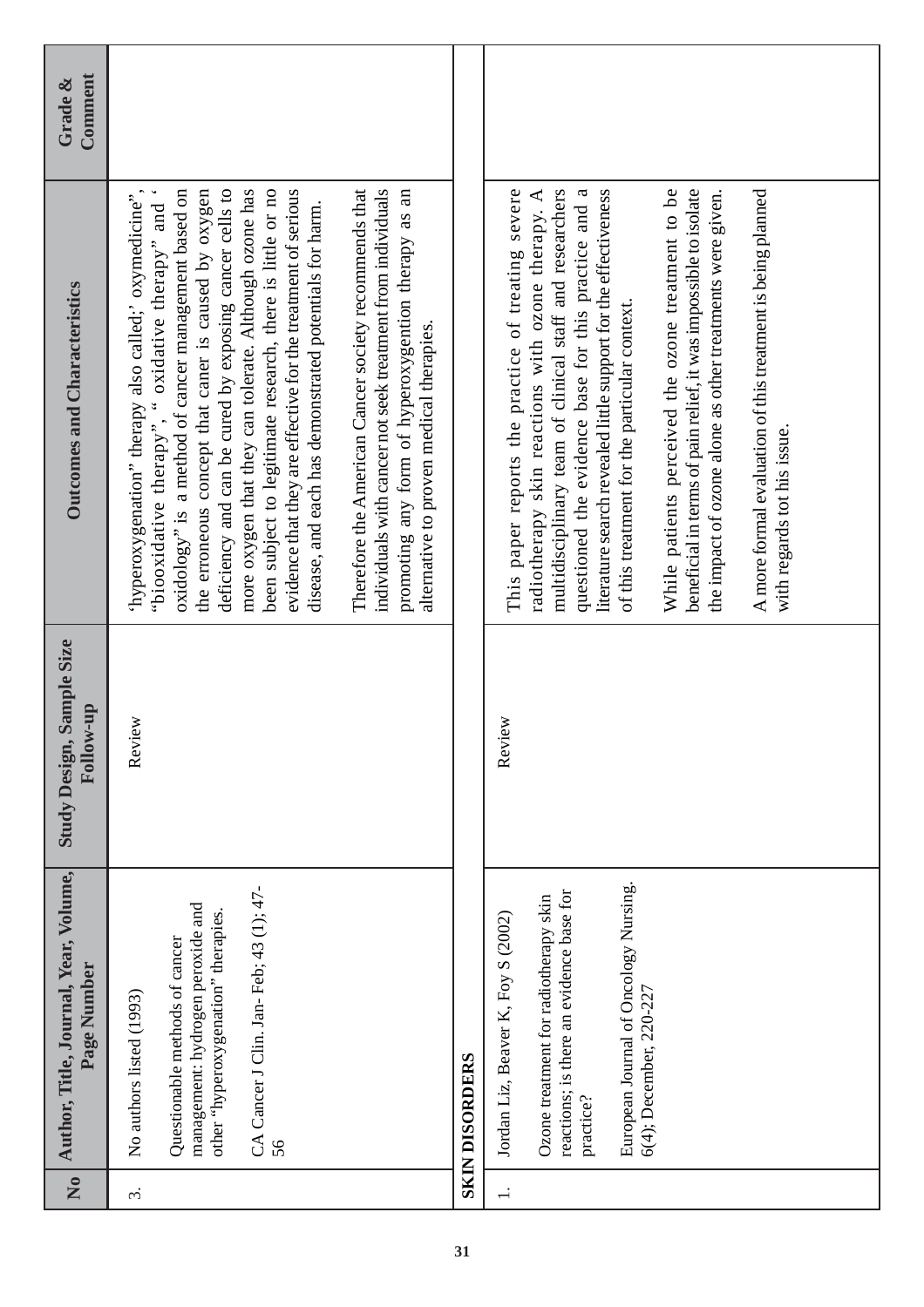| No | Author, Title, Journal, Year, Volume, Page Number | Study Design, Sample Size Follow-up | Outcomes and Characteristics | Grade & Comment |
|---|---|---|---|---|
| 3. | No authors listed (1993)<br><br>Questionable methods of cancer management: hydrogen peroxide and other "hyperoxygenation" therapies.<br><br>CA Cancer J Clin. Jan-Feb; 43 (1); 47-56 | Review | 'hyperoxygenation" therapy also called;' oxymedicine", "biooxidative therapy", " oxidative therapy" and ' oxidology" is a method of cancer management based on the erroneous concept that caner is caused by oxygen deficiency and can be cured by exposing cancer cells to more oxygen that they can tolerate. Although ozone has been subject to legitimate research, there is little or no evidence that they are effective for the treatment of serious disease, and each has demonstrated potentials for harm.<br><br>Therefore the American Cancer society recommends that individuals with cancer not seek treatment from individuals promoting any form of hyperoxygention therapy as an alternative to proven medical therapies. | |
| **SKIN DISORDERS** | | | | |
| 1. | Jordan Liz, Beaver K, Foy S (2002)<br><br>Ozone treatment for radiotherapy skin reactions; is there an evidence base for practice?<br><br>European Journal of Oncology Nursing. 6(4); December, 220-227 | Review | This paper reports the practice of treating severe radiotherapy skin reactions with ozone therapy. A multidisciplinary team of clinical staff and researchers questioned the evidence base for this practice and a literature search revealed little support for the effectiveness of this treatment for the particular context.<br><br>While patients perceived the ozone treatment to be beneficial in terms of pain relief, it was impossible to isolate the impact of ozone alone as other treatments were given.<br><br>A more formal evaluation of this treatment is being planned with regards tot his issue. | |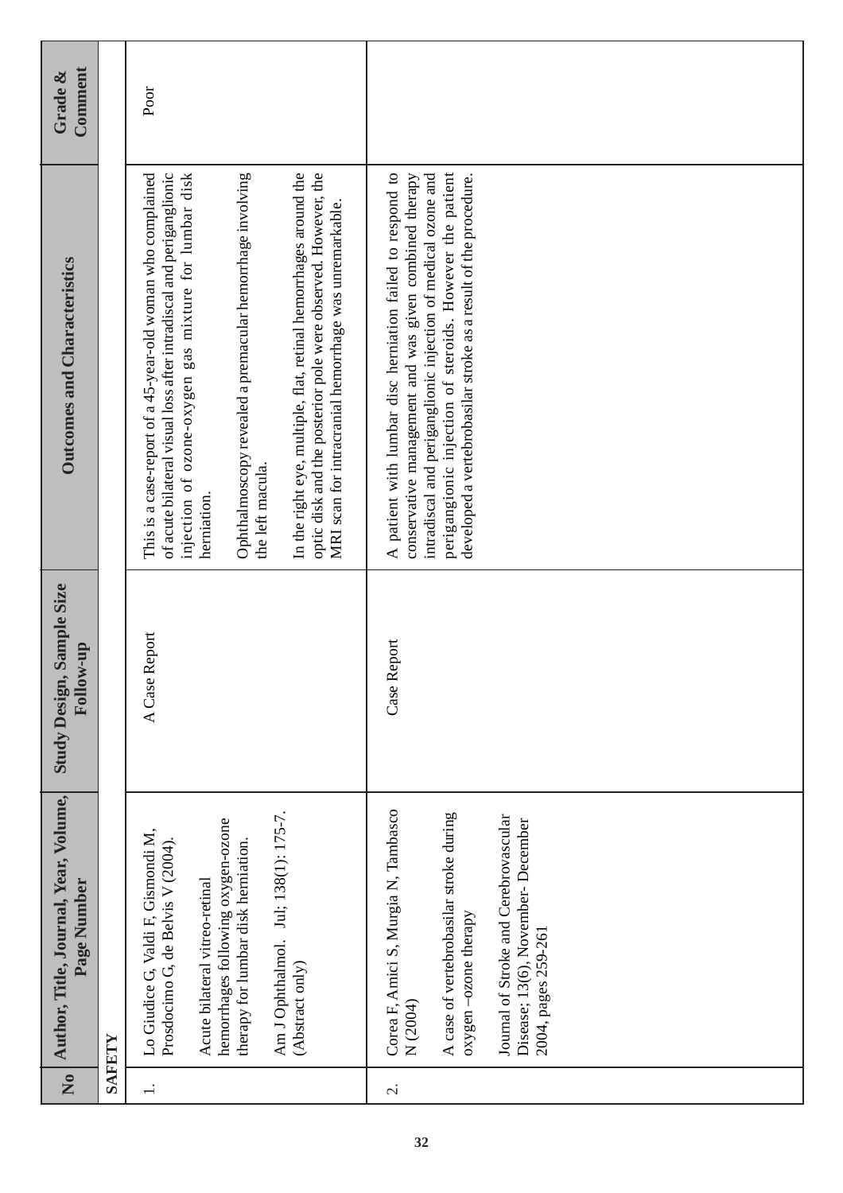| No | Author, Title, Journal, Year, Volume, Page Number | Study Design, Sample Size Follow-up | Outcomes and Characteristics | Grade & Comment |
|---|---|---|---|---|
| **SAFETY** | | | | |
| 1. | Lo Giudice G, Valdi F, Gismondi M, Prosdocimo G, de Belvis V (2004).<br><br>Acute bilateral vitreo-retinal hemorrhages following oxygen-ozone therapy for lumbar disk herniation.<br><br>Am J Ophthalmol. Jul; 138(1): 175-7. (Abstract only) | A Case Report | This is a case-report of a 45-year-old woman who complained of acute bilateral visual loss after intradiscal and periganglionic injection of ozone-oxygen gas mixture for lumbar disk herniation.<br><br>Ophthalmoscopy revealed a premacular hemorrhage involving the left macula.<br><br>In the right eye, multiple, flat, retinal hemorrhages around the optic disk and the posterior pole were observed. However, the MRI scan for intracranial hemorrhage was unremarkable. | Poor |
| 2. | Corea F, Amici S, Murgia N, Tambasco N (2004)<br><br>A case of vertebrobasilar stroke during oxygen –ozone therapy<br><br>Journal of Stroke and Cerebrovascular Disease; 13(6), November- December 2004, pages 259-261 | Case Report | A patient with lumbar disc herniation failed to respond to conservative management and was given combined therapy intradiscal and periganglionic injection of medical ozone and perigangionic injection of steroids. However the patient developed a vertebrobasilar stroke as a result of the procedure. | |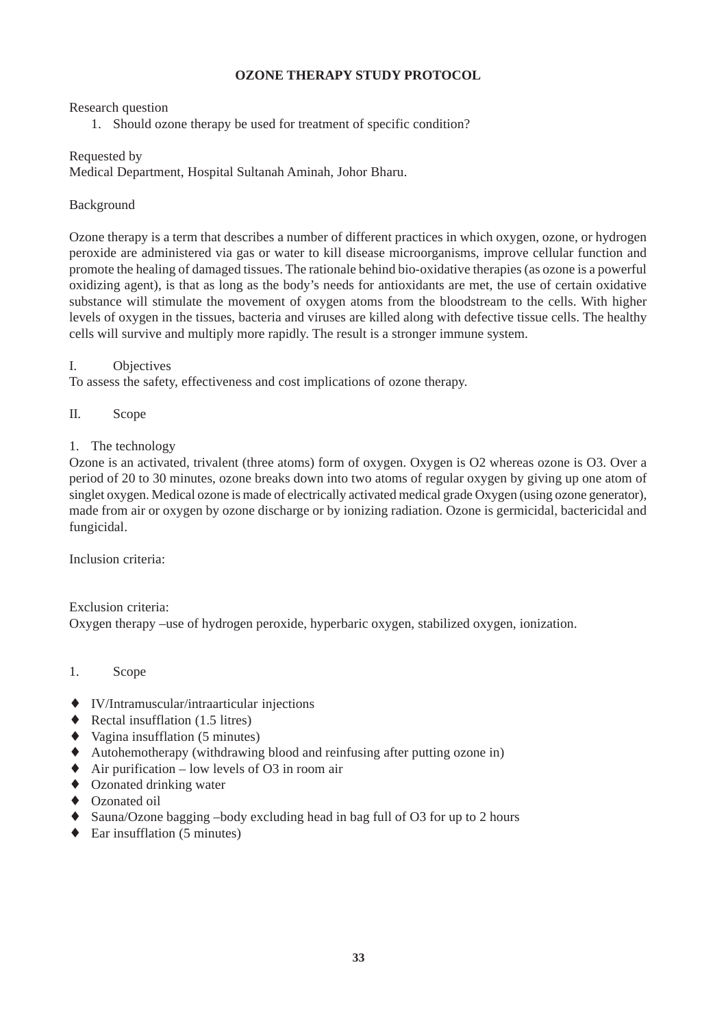# OZONE THERAPY STUDY PROTOCOL

Research question

1. Should ozone therapy be used for treatment of specific condition?

Requested by
Medical Department, Hospital Sultanah Aminah, Johor Bharu.

Background

Ozone therapy is a term that describes a number of different practices in which oxygen, ozone, or hydrogen peroxide are administered via gas or water to kill disease microorganisms, improve cellular function and promote the healing of damaged tissues. The rationale behind bio-oxidative therapies (as ozone is a powerful oxidizing agent), is that as long as the body's needs for antioxidants are met, the use of certain oxidative substance will stimulate the movement of oxygen atoms from the bloodstream to the cells. With higher levels of oxygen in the tissues, bacteria and viruses are killed along with defective tissue cells. The healthy cells will survive and multiply more rapidly. The result is a stronger immune system.

I. Objectives

To assess the safety, effectiveness and cost implications of ozone therapy.

II. Scope

1. The technology

Ozone is an activated, trivalent (three atoms) form of oxygen. Oxygen is $O_2$ whereas ozone is $O_3$. Over a period of 20 to 30 minutes, ozone breaks down into two atoms of regular oxygen by giving up one atom of singlet oxygen. Medical ozone is made of electrically activated medical grade Oxygen (using ozone generator), made from air or oxygen by ozone discharge or by ionizing radiation. Ozone is germicidal, bactericidal and fungicidal.

Inclusion criteria:

Exclusion criteria:
Oxygen therapy –use of hydrogen peroxide, hyperbaric oxygen, stabilized oxygen, ionization.

1. Scope

- IV/Intramuscular/intraarticular injections
- Rectal insufflation (1.5 litres)
- Vagina insufflation (5 minutes)
- Autohemotherapy (withdrawing blood and reinfusing after putting ozone in)
- Air purification – low levels of $O_3$ in room air
- Ozonated drinking water
- Ozonated oil
- Sauna/Ozone bagging –body excluding head in bag full of $O_3$ for up to 2 hours
- Ear insufflation (5 minutes)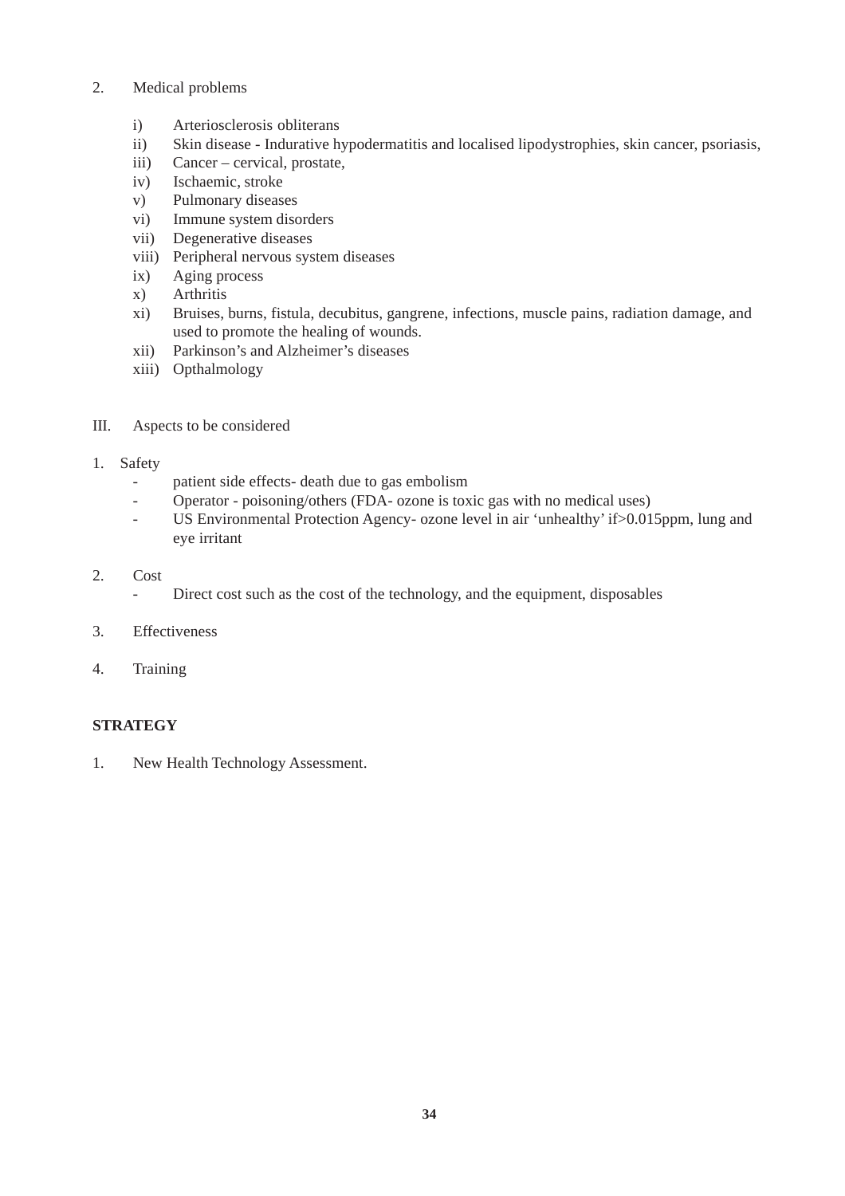2. Medical problems

    i) Arteriosclerosis obliterans
    ii) Skin disease - Indurative hypodermatitis and localised lipodystrophies, skin cancer, psoriasis,
    iii) Cancer – cervical, prostate,
    iv) Ischaemic, stroke
    v) Pulmonary diseases
    vi) Immune system disorders
    vii) Degenerative diseases
    viii) Peripheral nervous system diseases
    ix) Aging process
    x) Arthritis
    xi) Bruises, burns, fistula, decubitus, gangrene, infections, muscle pains, radiation damage, and used to promote the healing of wounds.
    xii) Parkinson's and Alzheimer's diseases
    xiii) Opthalmology

III. Aspects to be considered

1. Safety
    - patient side effects- death due to gas embolism
    - Operator - poisoning/others (FDA- ozone is toxic gas with no medical uses)
    - US Environmental Protection Agency- ozone level in air 'unhealthy' if>0.015ppm, lung and eye irritant

2. Cost
    - Direct cost such as the cost of the technology, and the equipment, disposables

3. Effectiveness

4. Training

**STRATEGY**

1. New Health Technology Assessment.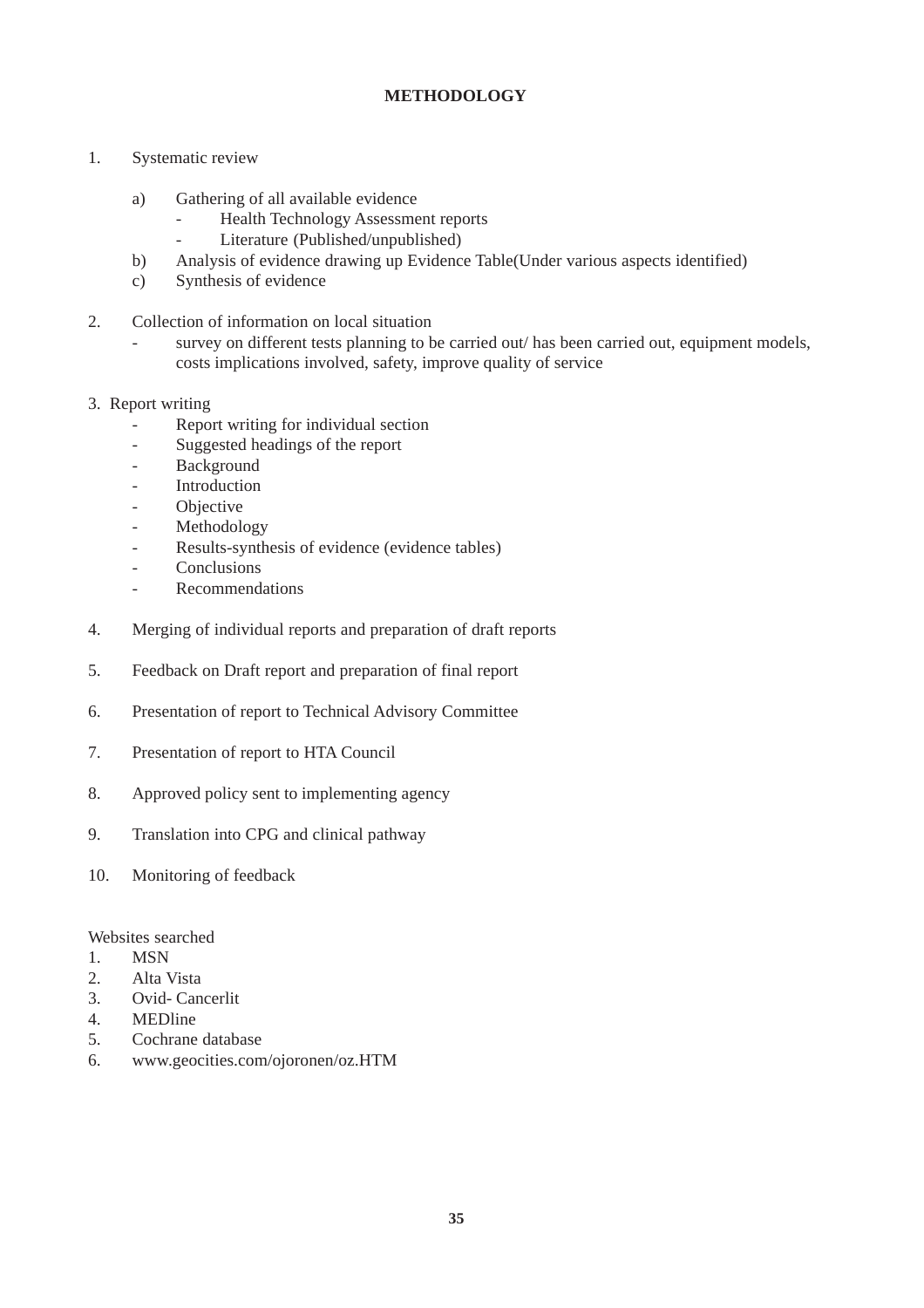# METHODOLOGY

1. Systematic review

   a) Gathering of all available evidence
      - Health Technology Assessment reports
      - Literature (Published/unpublished)

   b) Analysis of evidence drawing up Evidence Table(Under various aspects identified)

   c) Synthesis of evidence

2. Collection of information on local situation
   - survey on different tests planning to be carried out/ has been carried out, equipment models, costs implications involved, safety, improve quality of service

3. Report writing
   - Report writing for individual section
   - Suggested headings of the report
   - Background
   - Introduction
   - Objective
   - Methodology
   - Results-synthesis of evidence (evidence tables)
   - Conclusions
   - Recommendations

4. Merging of individual reports and preparation of draft reports

5. Feedback on Draft report and preparation of final report

6. Presentation of report to Technical Advisory Committee

7. Presentation of report to HTA Council

8. Approved policy sent to implementing agency

9. Translation into CPG and clinical pathway

10. Monitoring of feedback

Websites searched

1. MSN
2. Alta Vista
3. Ovid- Cancerlit
4. MEDline
5. Cochrane database
6. www.geocities.com/ojoronen/oz.HTM